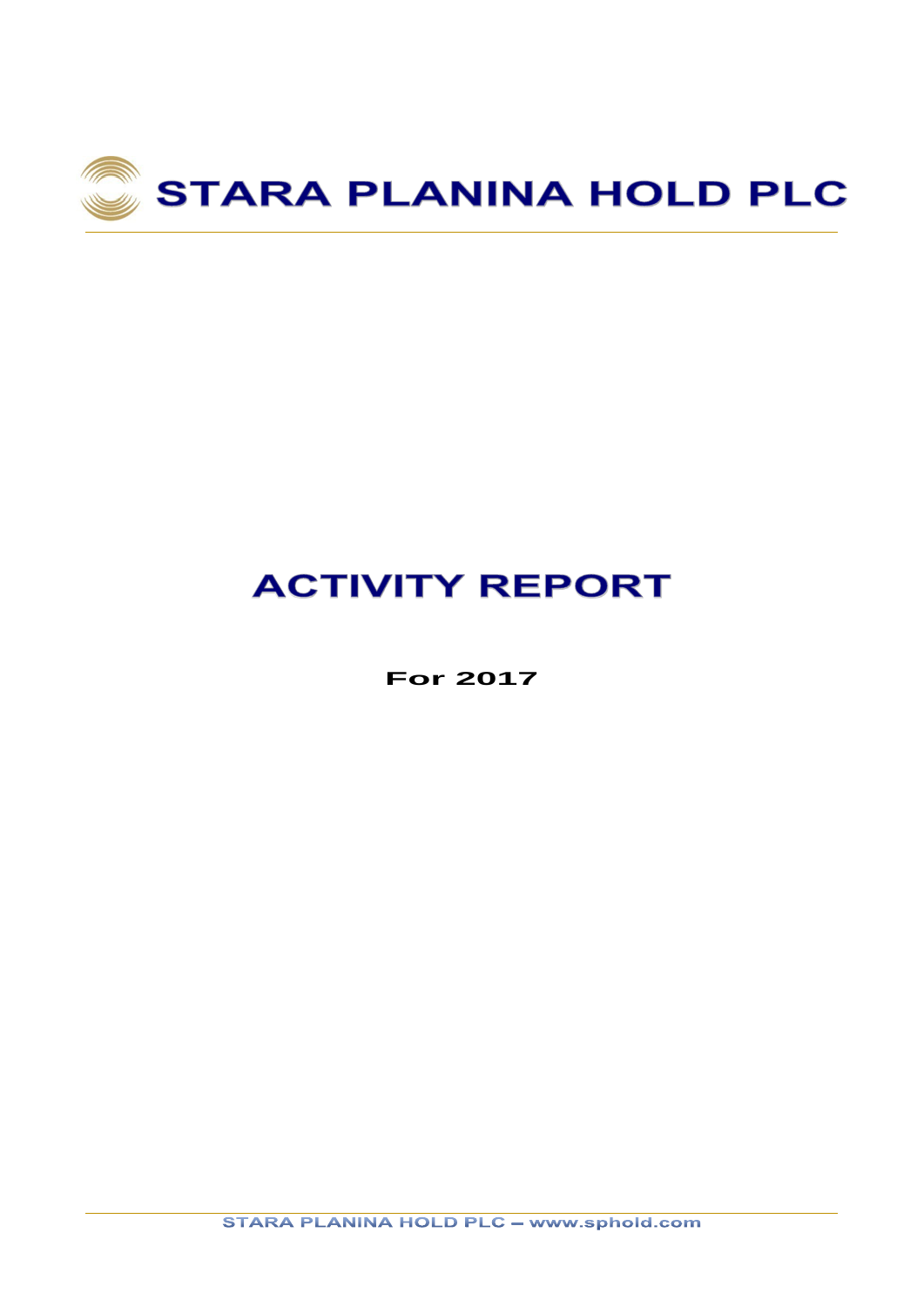# STARA PLANINA HOLD PLC

# ACTIVITY REPORT

**For 2017**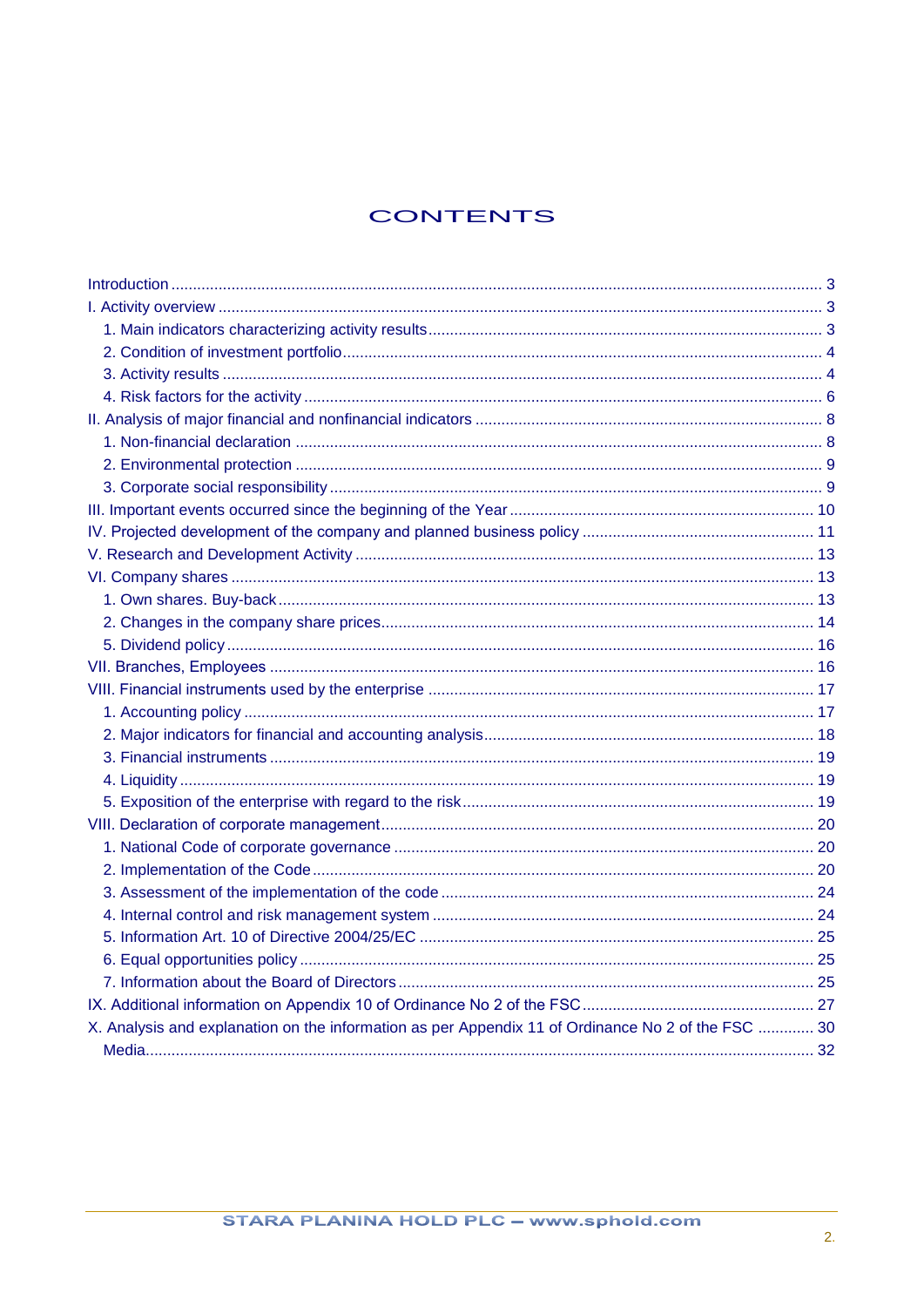# CONTENTS

Introduction ..................................................................................................................................... 3
I. Activity overview ........................................................................................................................... 3
  1. Main indicators characterizing activity results .......................................................................... 3
  2. Condition of investment portfolio ............................................................................................. 4
  3. Activity results .......................................................................................................................... 4
  4. Risk factors for the activity ....................................................................................................... 6
II. Analysis of major financial and nonfinancial indicators ................................................................ 8
  1. Non-financial declaration ......................................................................................................... 8
  2. Environmental protection ......................................................................................................... 9
  3. Corporate social responsibility ................................................................................................. 9
III. Important events occurred since the beginning of the Year ...................................................... 10
IV. Projected development of the company and planned business policy ...................................... 11
V. Research and Development Activity .......................................................................................... 13
VI. Company shares ...................................................................................................................... 13
  1. Own shares. Buy-back ........................................................................................................... 13
  2. Changes in the company share prices ................................................................................... 14
  5. Dividend policy ....................................................................................................................... 16
VII. Branches, Employees ............................................................................................................. 16
VIII. Financial instruments used by the enterprise ......................................................................... 17
  1. Accounting policy ................................................................................................................... 17
  2. Major indicators for financial and accounting analysis ............................................................ 18
  3. Financial instruments ............................................................................................................. 19
  4. Liquidity .................................................................................................................................. 19
  5. Exposition of the enterprise with regard to the risk ................................................................. 19
VIII. Declaration of corporate management .................................................................................... 20
  1. National Code of corporate governance ................................................................................. 20
  2. Implementation of the Code ................................................................................................... 20
  3. Assessment of the implementation of the code ...................................................................... 24
  4. Internal control and risk management system ........................................................................ 24
  5. Information Art. 10 of Directive 2004/25/EC ........................................................................... 25
  6. Equal opportunities policy ....................................................................................................... 25
  7. Information about the Board of Directors ................................................................................ 25
IX. Additional information on Appendix 10 of Ordinance No 2 of the FSC ...................................... 27
X. Analysis and explanation on the information as per Appendix 11 of Ordinance No 2 of the FSC ............. 30
  Media ......................................................................................................................................... 32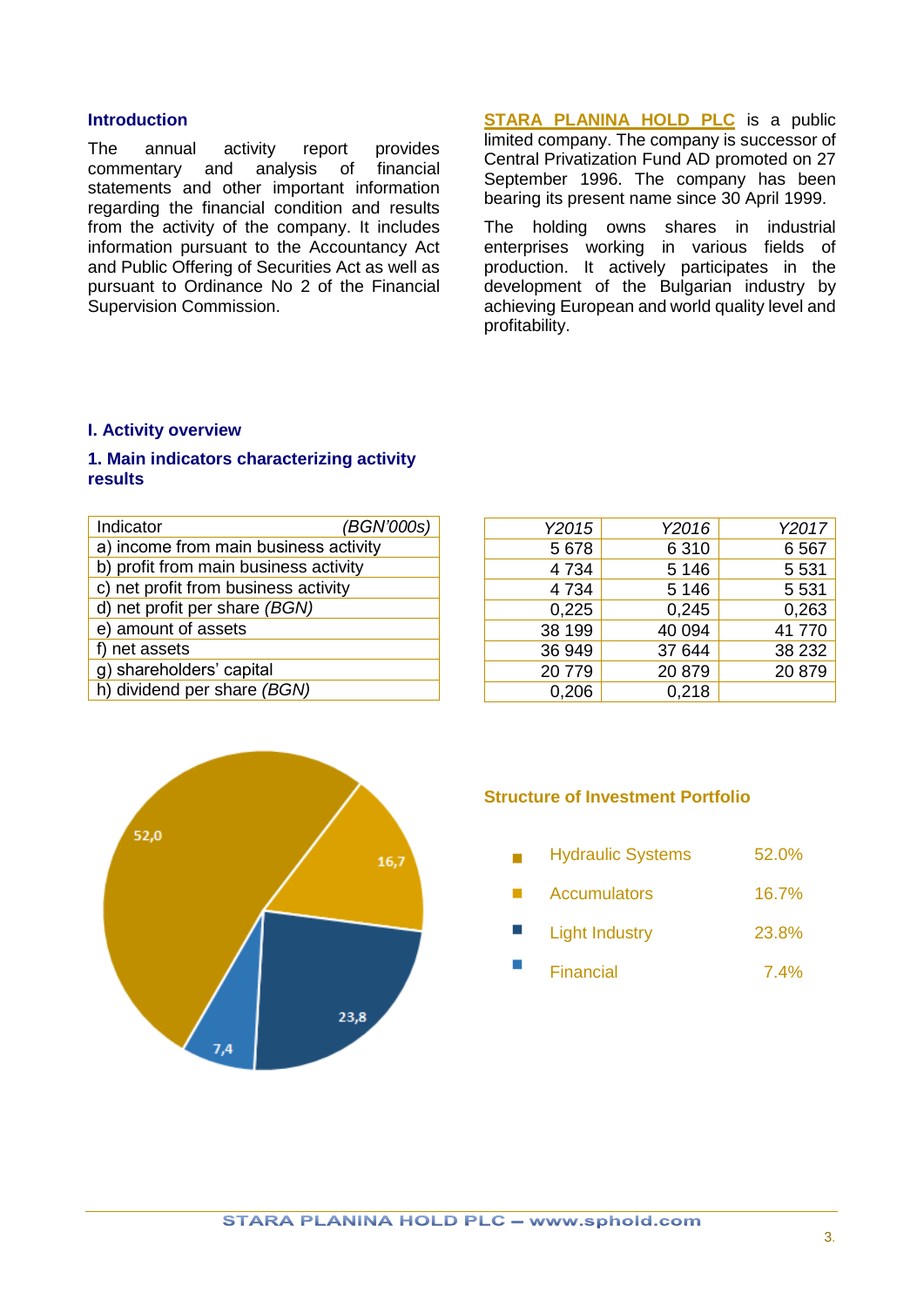## Introduction

The annual activity report provides commentary and analysis of financial statements and other important information regarding the financial condition and results from the activity of the company. It includes information pursuant to the Accountancy Act and Public Offering of Securities Act as well as pursuant to Ordinance No 2 of the Financial Supervision Commission.

**STARA PLANINA HOLD PLC** is a public limited company. The company is successor of Central Privatization Fund AD promoted on 27 September 1996. The company has been bearing its present name since 30 April 1999.

The holding owns shares in industrial enterprises working in various fields of production. It actively participates in the development of the Bulgarian industry by achieving European and world quality level and profitability.

## I. Activity overview

### 1. Main indicators characterizing activity results

| Indicator *(BGN'000s)* | *Y2015* | *Y2016* | *Y2017* |
|---|---|---|---|
| a) income from main business activity | 5 678 | 6 310 | 6 567 |
| b) profit from main business activity | 4 734 | 5 146 | 5 531 |
| c) net profit from business activity | 4 734 | 5 146 | 5 531 |
| d) net profit per share *(BGN)* | 0,225 | 0,245 | 0,263 |
| e) amount of assets | 38 199 | 40 094 | 41 770 |
| f) net assets | 36 949 | 37 644 | 38 232 |
| g) shareholders' capital | 20 779 | 20 879 | 20 879 |
| h) dividend per share *(BGN)* | 0,206 | 0,218 | |

**Structure of Investment Portfolio**

| | |
|---|---|
| Hydraulic Systems | 52.0% |
| Accumulators | 16.7% |
| Light Industry | 23.8% |
| Financial | 7.4% |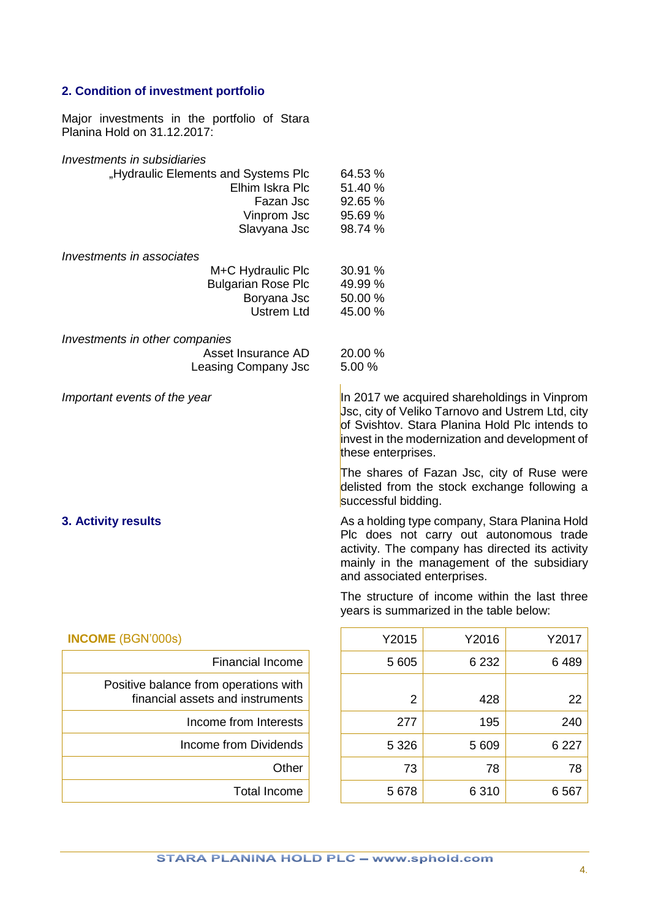## 2. Condition of investment portfolio

Major investments in the portfolio of Stara Planina Hold on 31.12.2017:

*Investments in subsidiaries*

| | |
|---|---|
| „Hydraulic Elements and Systems Plc | 64.53 % |
| Elhim Iskra Plc | 51.40 % |
| Fazan Jsc | 92.65 % |
| Vinprom Jsc | 95.69 % |
| Slavyana Jsc | 98.74 % |

*Investments in associates*

| | |
|---|---|
| M+C Hydraulic Plc | 30.91 % |
| Bulgarian Rose Plc | 49.99 % |
| Boryana Jsc | 50.00 % |
| Ustrem Ltd | 45.00 % |

*Investments in other companies*

| | |
|---|---|
| Asset Insurance AD | 20.00 % |
| Leasing Company Jsc | 5.00 % |

*Important events of the year*

In 2017 we acquired shareholdings in Vinprom Jsc, city of Veliko Tarnovo and Ustrem Ltd, city of Svishtov. Stara Planina Hold Plc intends to invest in the modernization and development of these enterprises.

The shares of Fazan Jsc, city of Ruse were delisted from the stock exchange following a successful bidding.

## 3. Activity results

As a holding type company, Stara Planina Hold Plc does not carry out autonomous trade activity. The company has directed its activity mainly in the management of the subsidiary and associated enterprises.

The structure of income within the last three years is summarized in the table below:

**INCOME** (BGN'000s)

| | Y2015 | Y2016 | Y2017 |
|---|---|---|---|
| Financial Income | 5 605 | 6 232 | 6 489 |
| Positive balance from operations with financial assets and instruments | 2 | 428 | 22 |
| Income from Interests | 277 | 195 | 240 |
| Income from Dividends | 5 326 | 5 609 | 6 227 |
| Other | 73 | 78 | 78 |
| Total Income | 5 678 | 6 310 | 6 567 |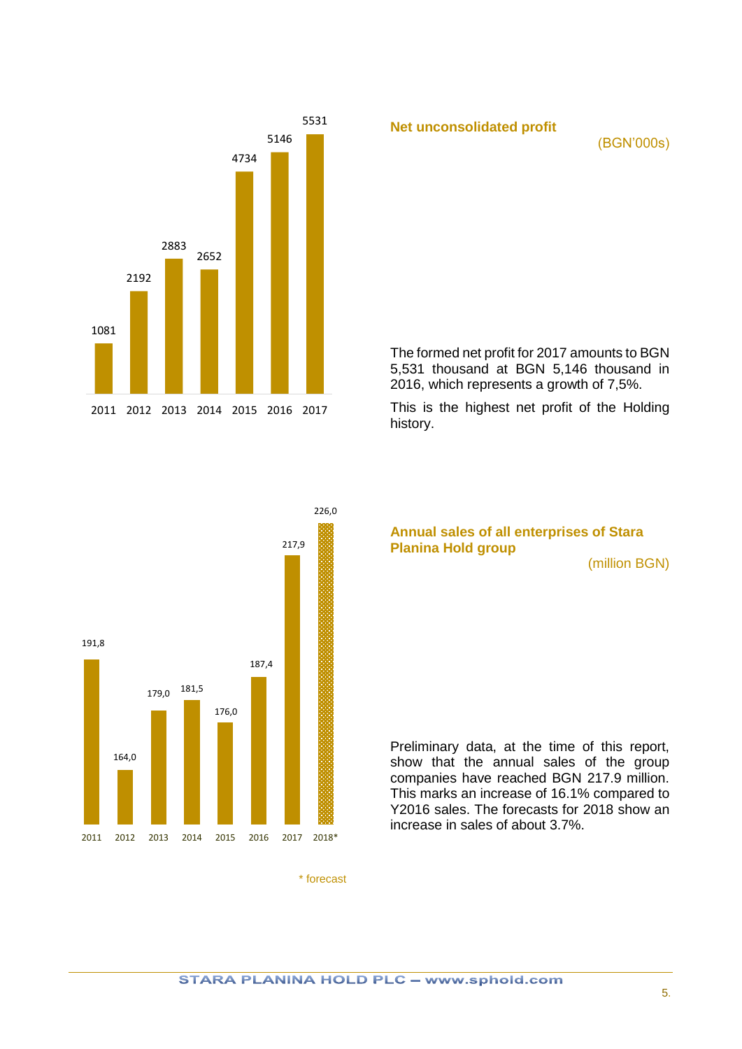## Net unconsolidated profit

(BGN'000s)

| 2011 | 2012 | 2013 | 2014 | 2015 | 2016 | 2017 |
|---|---|---|---|---|---|---|
| 1081 | 2192 | 2883 | 2652 | 4734 | 5146 | 5531 |

The formed net profit for 2017 amounts to BGN 5,531 thousand at BGN 5,146 thousand in 2016, which represents a growth of 7,5%.

This is the highest net profit of the Holding history.

## Annual sales of all enterprises of Stara Planina Hold group

(million BGN)

| 2011 | 2012 | 2013 | 2014 | 2015 | 2016 | 2017 | 2018* |
|---|---|---|---|---|---|---|---|
| 191,8 | 164,0 | 179,0 | 181,5 | 176,0 | 187,4 | 217,9 | 226,0 |

\* forecast

Preliminary data, at the time of this report, show that the annual sales of the group companies have reached BGN 217.9 million. This marks an increase of 16.1% compared to Y2016 sales. The forecasts for 2018 show an increase in sales of about 3.7%.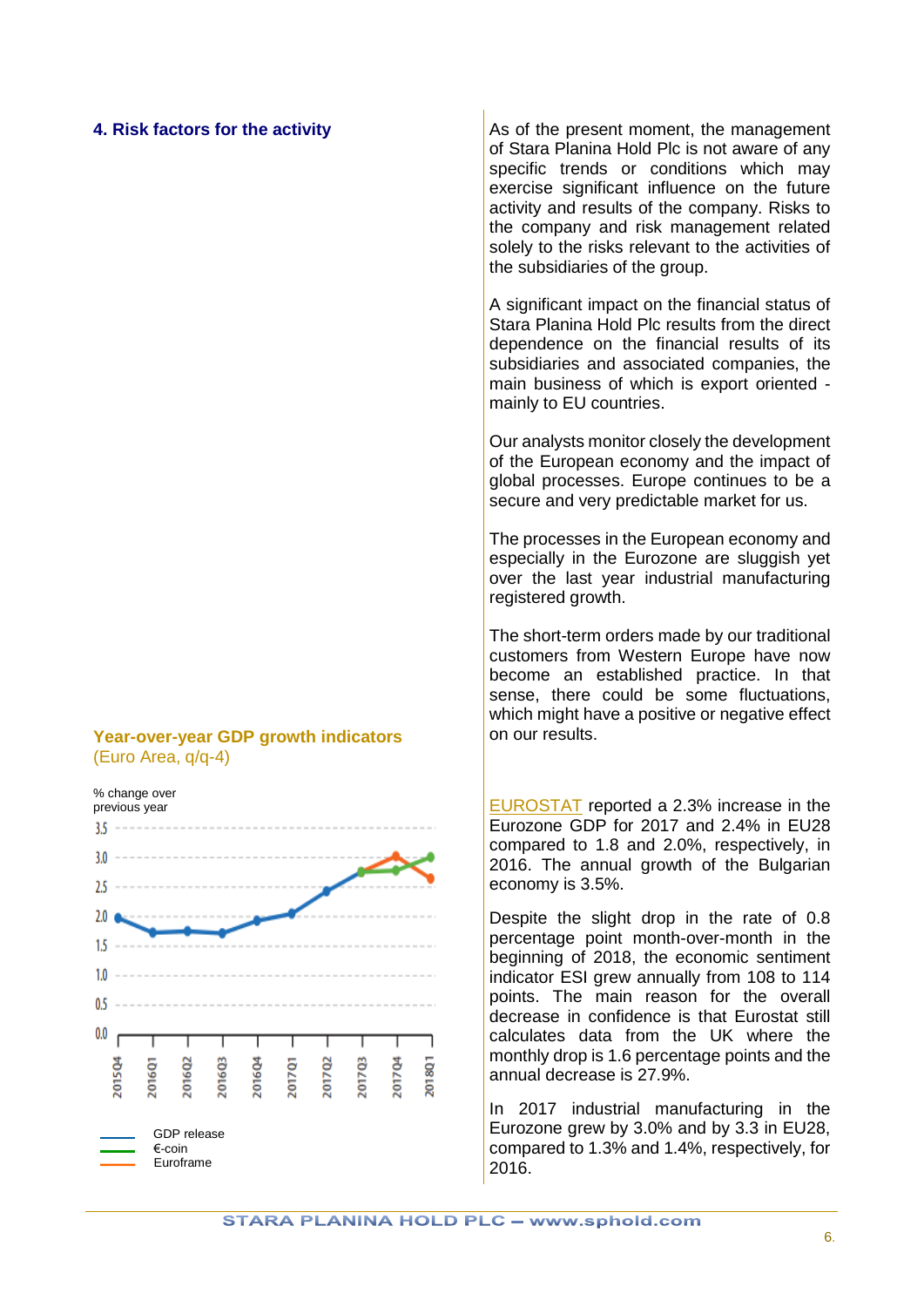## 4. Risk factors for the activity

As of the present moment, the management of Stara Planina Hold Plc is not aware of any specific trends or conditions which may exercise significant influence on the future activity and results of the company. Risks to the company and risk management related solely to the risks relevant to the activities of the subsidiaries of the group.

A significant impact on the financial status of Stara Planina Hold Plc results from the direct dependence on the financial results of its subsidiaries and associated companies, the main business of which is export oriented - mainly to EU countries.

Our analysts monitor closely the development of the European economy and the impact of global processes. Europe continues to be a secure and very predictable market for us.

The processes in the European economy and especially in the Eurozone are sluggish yet over the last year industrial manufacturing registered growth.

The short-term orders made by our traditional customers from Western Europe have now become an established practice. In that sense, there could be some fluctuations, which might have a positive or negative effect on our results.

**Year-over-year GDP growth indicators**
(Euro Area, q/q-4)

% change over previous year

| | 2015Q4 | 2016Q1 | 2016Q2 | 2016Q3 | 2016Q4 | 2017Q1 | 2017Q2 | 2017Q3 | 2017Q4 | 2018Q1 |
|---|---|---|---|---|---|---|---|---|---|---|
| GDP release | 2.0 | 1.7 | 1.8 | 1.7 | 1.9 | 2.1 | 2.4 | 2.8 | | |
| €-coin | | | | | | | | 2.8 | 2.8 | 3.0 |
| Euroframe | | | | | | | | 2.8 | 3.0 | 2.6 |

EUROSTAT reported a 2.3% increase in the Eurozone GDP for 2017 and 2.4% in EU28 compared to 1.8 and 2.0%, respectively, in 2016. The annual growth of the Bulgarian economy is 3.5%.

Despite the slight drop in the rate of 0.8 percentage point month-over-month in the beginning of 2018, the economic sentiment indicator ESI grew annually from 108 to 114 points. The main reason for the overall decrease in confidence is that Eurostat still calculates data from the UK where the monthly drop is 1.6 percentage points and the annual decrease is 27.9%.

In 2017 industrial manufacturing in the Eurozone grew by 3.0% and by 3.3 in EU28, compared to 1.3% and 1.4%, respectively, for 2016.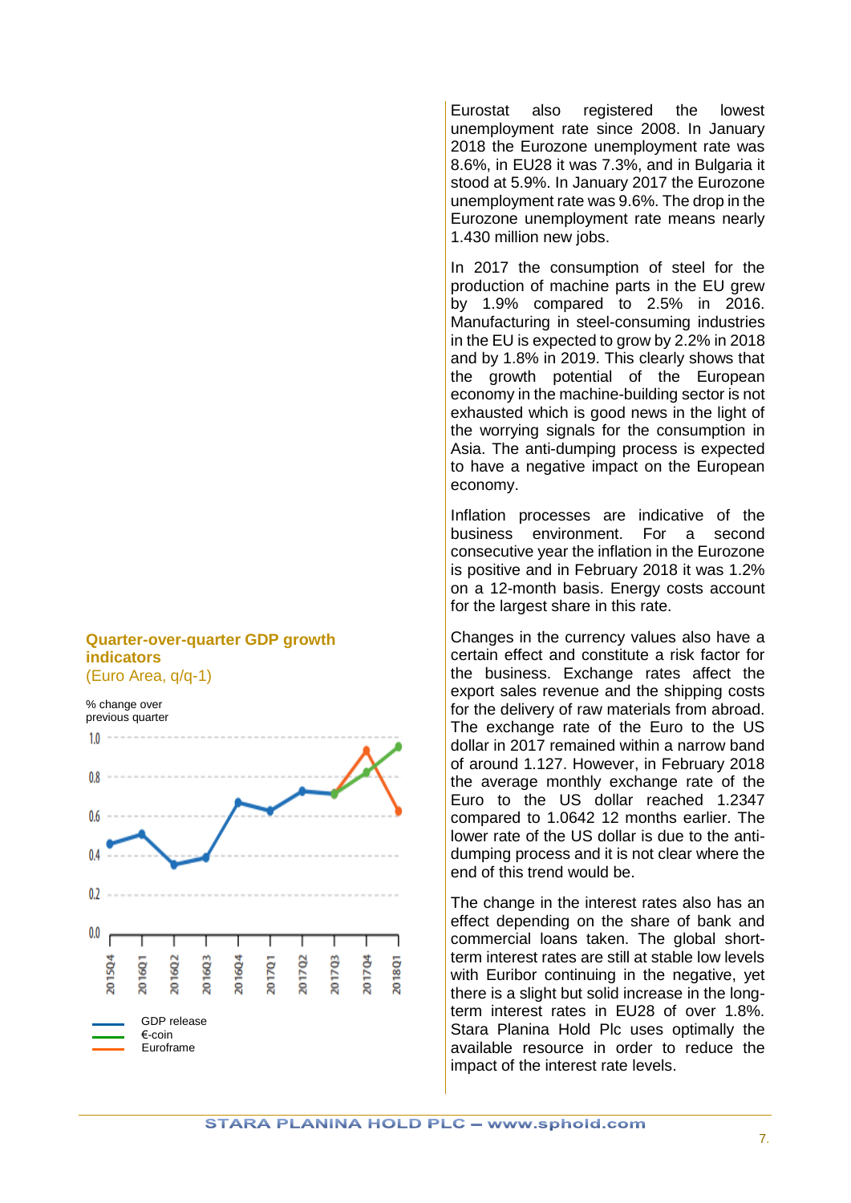Eurostat also registered the lowest unemployment rate since 2008. In January 2018 the Eurozone unemployment rate was 8.6%, in EU28 it was 7.3%, and in Bulgaria it stood at 5.9%. In January 2017 the Eurozone unemployment rate was 9.6%. The drop in the Eurozone unemployment rate means nearly 1.430 million new jobs.

In 2017 the consumption of steel for the production of machine parts in the EU grew by 1.9% compared to 2.5% in 2016. Manufacturing in steel-consuming industries in the EU is expected to grow by 2.2% in 2018 and by 1.8% in 2019. This clearly shows that the growth potential of the European economy in the machine-building sector is not exhausted which is good news in the light of the worrying signals for the consumption in Asia. The anti-dumping process is expected to have a negative impact on the European economy.

Inflation processes are indicative of the business environment. For a second consecutive year the inflation in the Eurozone is positive and in February 2018 it was 1.2% on a 12-month basis. Energy costs account for the largest share in this rate.

**Quarter-over-quarter GDP growth indicators**
(Euro Area, q/q-1)

% change over previous quarter

GDP release
€-coin
Euroframe

Changes in the currency values also have a certain effect and constitute a risk factor for the business. Exchange rates affect the export sales revenue and the shipping costs for the delivery of raw materials from abroad. The exchange rate of the Euro to the US dollar in 2017 remained within a narrow band of around 1.127. However, in February 2018 the average monthly exchange rate of the Euro to the US dollar reached 1.2347 compared to 1.0642 12 months earlier. The lower rate of the US dollar is due to the anti-dumping process and it is not clear where the end of this trend would be.

The change in the interest rates also has an effect depending on the share of bank and commercial loans taken. The global short-term interest rates are still at stable low levels with Euribor continuing in the negative, yet there is a slight but solid increase in the long-term interest rates in EU28 of over 1.8%. Stara Planina Hold Plc uses optimally the available resource in order to reduce the impact of the interest rate levels.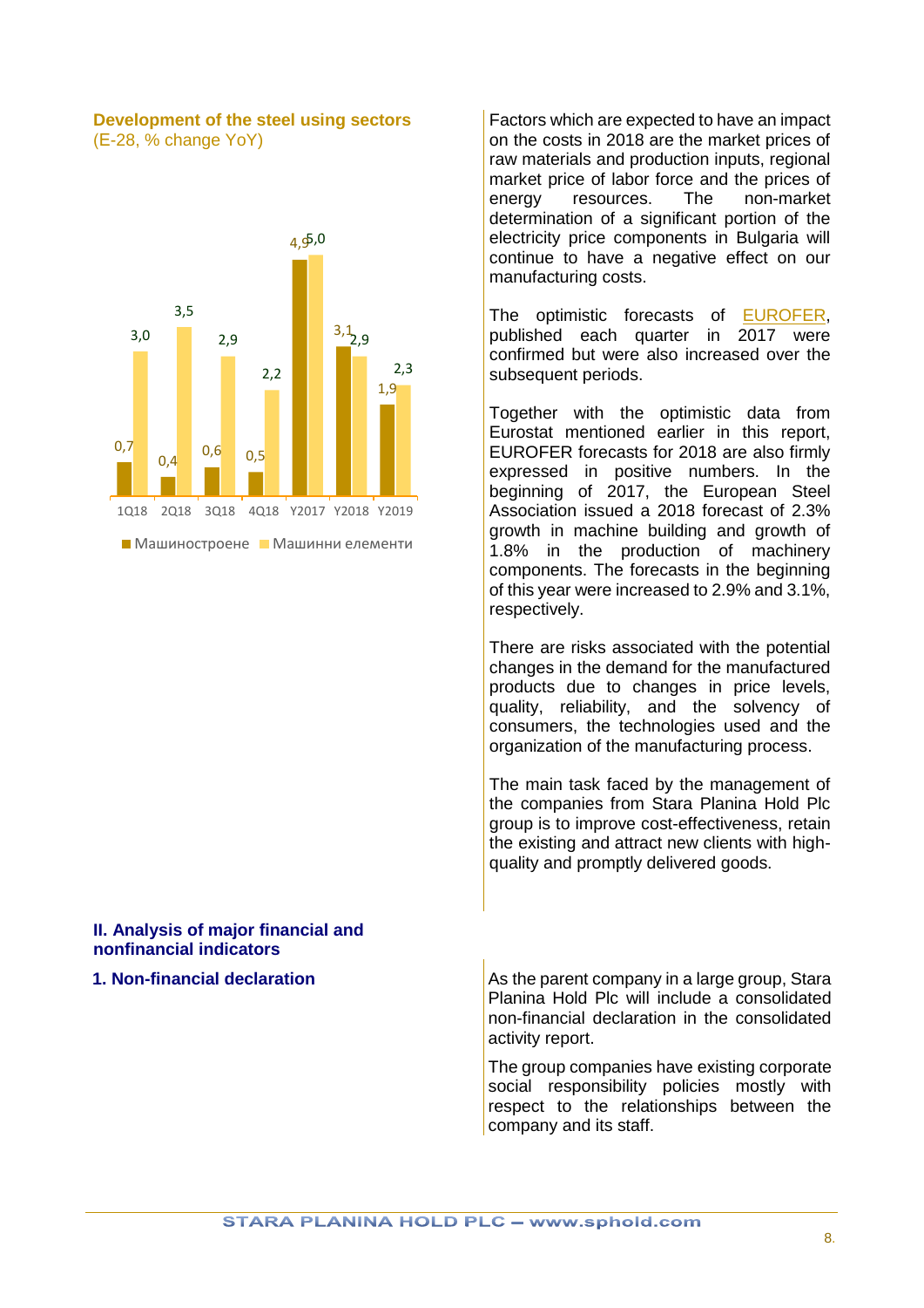**Development of the steel using sectors**
(E-28, % change YoY)

| | 1Q18 | 2Q18 | 3Q18 | 4Q18 | Y2017 | Y2018 | Y2019 |
|---|---|---|---|---|---|---|---|
| Машиностроене | 0,7 | 0,4 | 0,6 | 0,5 | 4,9 | 3,1 | 1,9 |
| Машинни елементи | 3,0 | 3,5 | 2,9 | 2,2 | 5,0 | 2,9 | 2,3 |

Factors which are expected to have an impact on the costs in 2018 are the market prices of raw materials and production inputs, regional market price of labor force and the prices of energy resources. The non-market determination of a significant portion of the electricity price components in Bulgaria will continue to have a negative effect on our manufacturing costs.

The optimistic forecasts of EUROFER, published each quarter in 2017 were confirmed but were also increased over the subsequent periods.

Together with the optimistic data from Eurostat mentioned earlier in this report, EUROFER forecasts for 2018 are also firmly expressed in positive numbers. In the beginning of 2017, the European Steel Association issued a 2018 forecast of 2.3% growth in machine building and growth of 1.8% in the production of machinery components. The forecasts in the beginning of this year were increased to 2.9% and 3.1%, respectively.

There are risks associated with the potential changes in the demand for the manufactured products due to changes in price levels, quality, reliability, and the solvency of consumers, the technologies used and the organization of the manufacturing process.

The main task faced by the management of the companies from Stara Planina Hold Plc group is to improve cost-effectiveness, retain the existing and attract new clients with high-quality and promptly delivered goods.

## II. Analysis of major financial and nonfinancial indicators

### 1. Non-financial declaration

As the parent company in a large group, Stara Planina Hold Plc will include a consolidated non-financial declaration in the consolidated activity report.

The group companies have existing corporate social responsibility policies mostly with respect to the relationships between the company and its staff.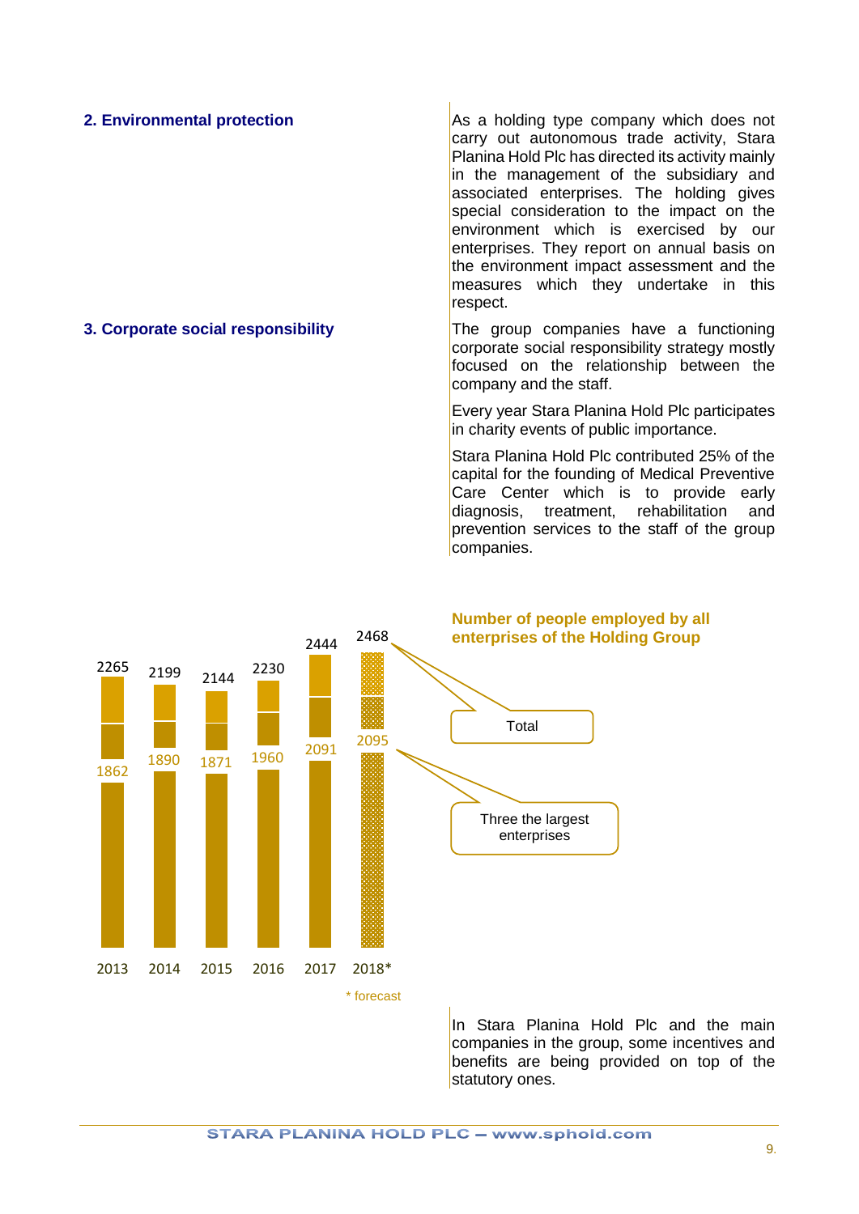## 2. Environmental protection

As a holding type company which does not carry out autonomous trade activity, Stara Planina Hold Plc has directed its activity mainly in the management of the subsidiary and associated enterprises. The holding gives special consideration to the impact on the environment which is exercised by our enterprises. They report on annual basis on the environment impact assessment and the measures which they undertake in this respect.

## 3. Corporate social responsibility

The group companies have a functioning corporate social responsibility strategy mostly focused on the relationship between the company and the staff.

Every year Stara Planina Hold Plc participates in charity events of public importance.

Stara Planina Hold Plc contributed 25% of the capital for the founding of Medical Preventive Care Center which is to provide early diagnosis, treatment, rehabilitation and prevention services to the staff of the group companies.

**Number of people employed by all enterprises of the Holding Group**

| Year | Total | Three the largest enterprises |
| --- | --- | --- |
| 2013 | 2265 | 1862 |
| 2014 | 2199 | 1890 |
| 2015 | 2144 | 1871 |
| 2016 | 2230 | 1960 |
| 2017 | 2444 | 2091 |
| 2018* | 2468 | 2095 |

\* forecast

In Stara Planina Hold Plc and the main companies in the group, some incentives and benefits are being provided on top of the statutory ones.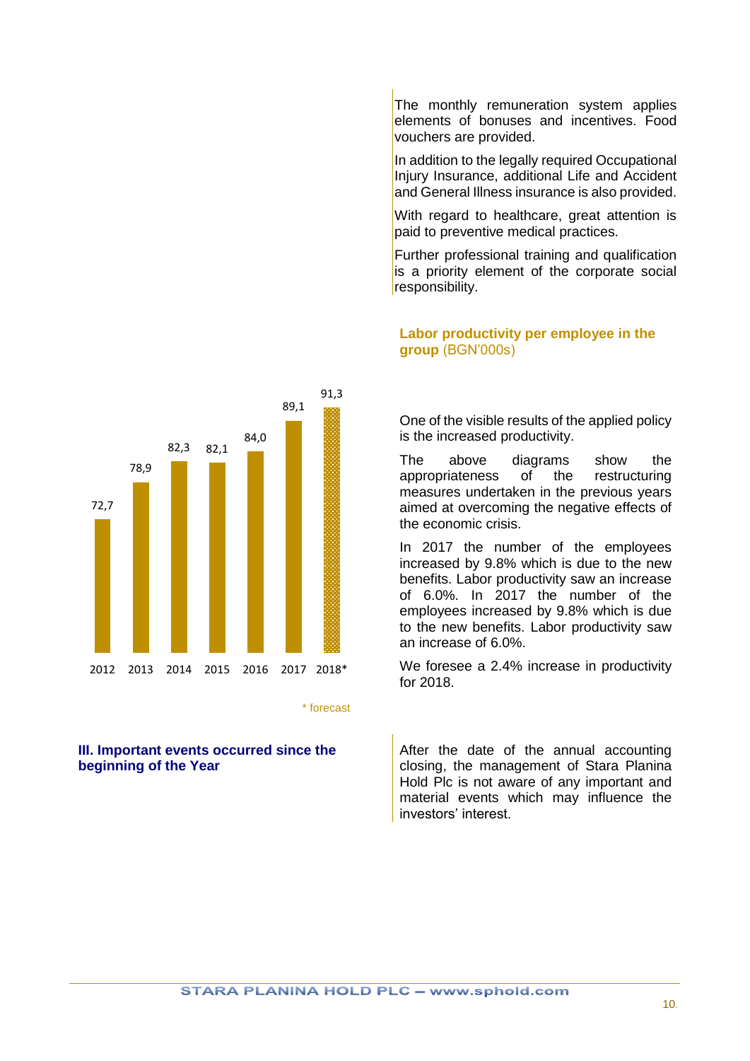The monthly remuneration system applies elements of bonuses and incentives. Food vouchers are provided.

In addition to the legally required Occupational Injury Insurance, additional Life and Accident and General Illness insurance is also provided.

With regard to healthcare, great attention is paid to preventive medical practices.

Further professional training and qualification is a priority element of the corporate social responsibility.

**Labor productivity per employee in the group** (BGN'000s)

| 2012 | 2013 | 2014 | 2015 | 2016 | 2017 | 2018* |
|---|---|---|---|---|---|---|
| 72,7 | 78,9 | 82,3 | 82,1 | 84,0 | 89,1 | 91,3 |

\* forecast

One of the visible results of the applied policy is the increased productivity.

The above diagrams show the appropriateness of the restructuring measures undertaken in the previous years aimed at overcoming the negative effects of the economic crisis.

In 2017 the number of the employees increased by 9.8% which is due to the new benefits. Labor productivity saw an increase of 6.0%. In 2017 the number of the employees increased by 9.8% which is due to the new benefits. Labor productivity saw an increase of 6.0%.

We foresee a 2.4% increase in productivity for 2018.

## III. Important events occurred since the beginning of the Year

After the date of the annual accounting closing, the management of Stara Planina Hold Plc is not aware of any important and material events which may influence the investors' interest.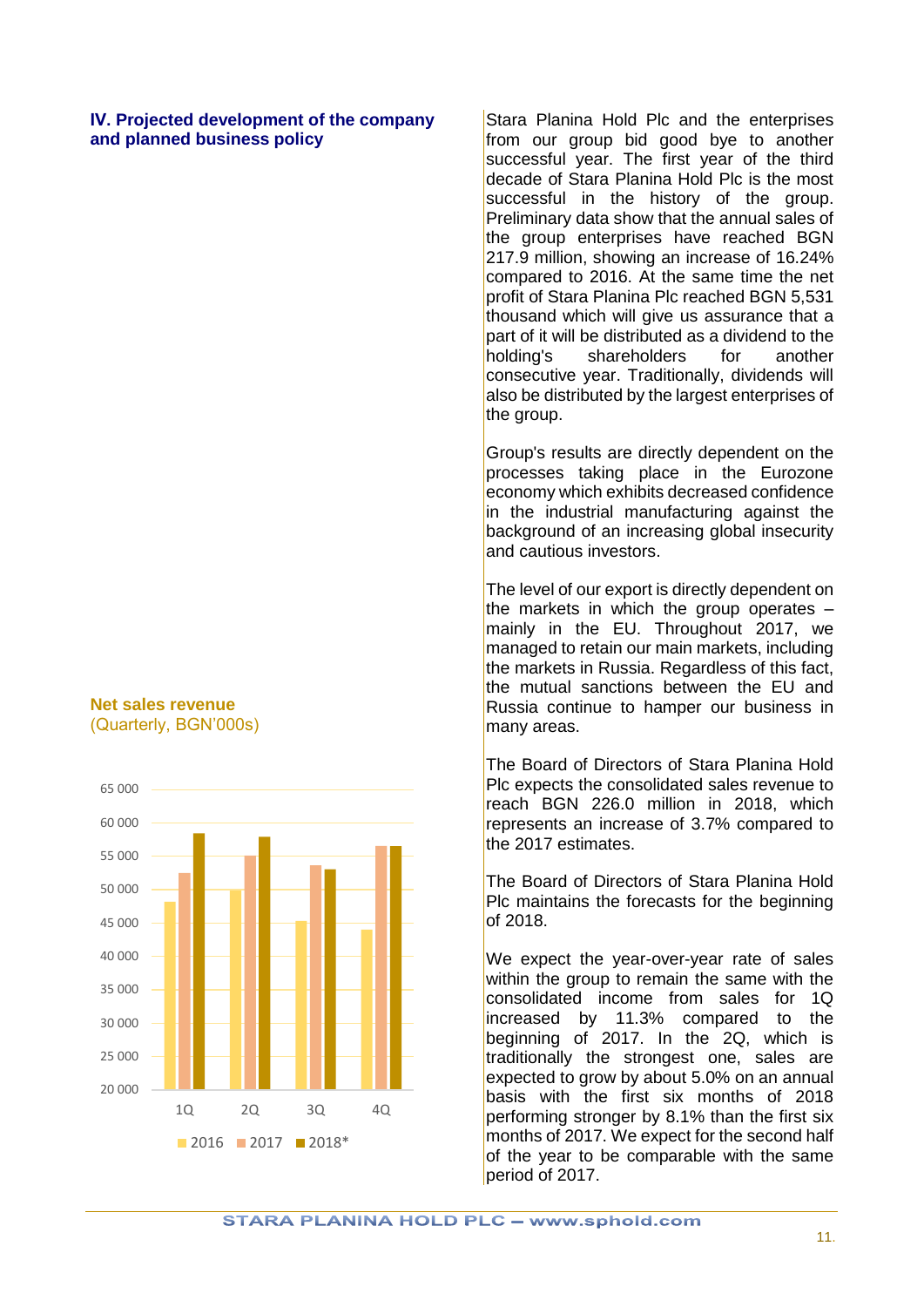## IV. Projected development of the company and planned business policy

Stara Planina Hold Plc and the enterprises from our group bid good bye to another successful year. The first year of the third decade of Stara Planina Hold Plc is the most successful in the history of the group. Preliminary data show that the annual sales of the group enterprises have reached BGN 217.9 million, showing an increase of 16.24% compared to 2016. At the same time the net profit of Stara Planina Plc reached BGN 5,531 thousand which will give us assurance that a part of it will be distributed as a dividend to the holding's shareholders for another consecutive year. Traditionally, dividends will also be distributed by the largest enterprises of the group.

Group's results are directly dependent on the processes taking place in the Eurozone economy which exhibits decreased confidence in the industrial manufacturing against the background of an increasing global insecurity and cautious investors.

The level of our export is directly dependent on the markets in which the group operates – mainly in the EU. Throughout 2017, we managed to retain our main markets, including the markets in Russia. Regardless of this fact, the mutual sanctions between the EU and Russia continue to hamper our business in many areas.

The Board of Directors of Stara Planina Hold Plc expects the consolidated sales revenue to reach BGN 226.0 million in 2018, which represents an increase of 3.7% compared to the 2017 estimates.

The Board of Directors of Stara Planina Hold Plc maintains the forecasts for the beginning of 2018.

We expect the year-over-year rate of sales within the group to remain the same with the consolidated income from sales for 1Q increased by 11.3% compared to the beginning of 2017. In the 2Q, which is traditionally the strongest one, sales are expected to grow by about 5.0% on an annual basis with the first six months of 2018 performing stronger by 8.1% than the first six months of 2017. We expect for the second half of the year to be comparable with the same period of 2017.

**Net sales revenue**
(Quarterly, BGN'000s)

| | 2016 | 2017 | 2018* |
|---|---|---|---|
| 1Q | ~48 000 | ~52 500 | ~58 500 |
| 2Q | ~50 000 | ~55 000 | ~58 000 |
| 3Q | ~45 500 | ~53 500 | ~53 000 |
| 4Q | ~44 000 | ~56 500 | ~56 500 |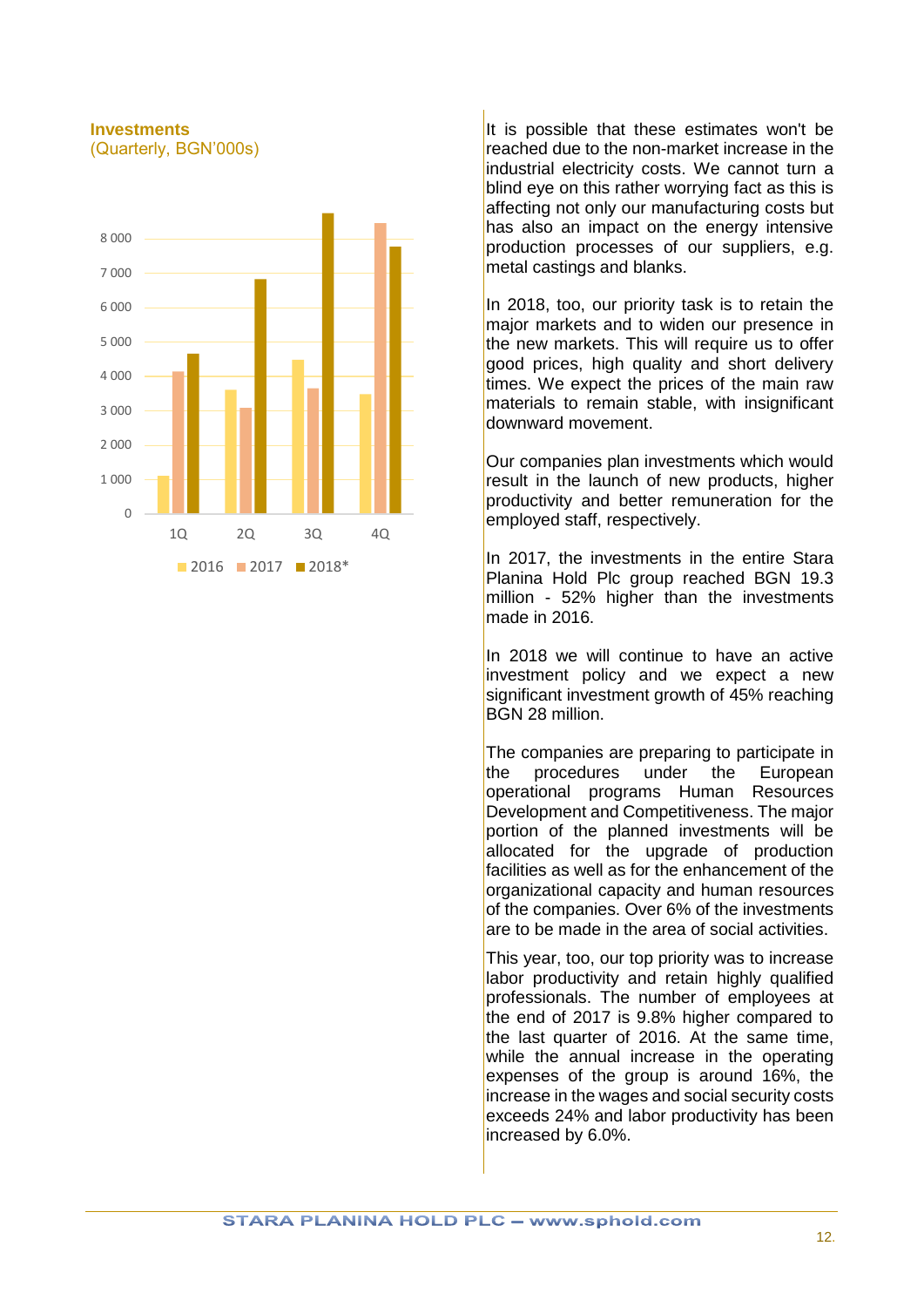**Investments**
(Quarterly, BGN'000s)

It is possible that these estimates won't be reached due to the non-market increase in the industrial electricity costs. We cannot turn a blind eye on this rather worrying fact as this is affecting not only our manufacturing costs but has also an impact on the energy intensive production processes of our suppliers, e.g. metal castings and blanks.

In 2018, too, our priority task is to retain the major markets and to widen our presence in the new markets. This will require us to offer good prices, high quality and short delivery times. We expect the prices of the main raw materials to remain stable, with insignificant downward movement.

Our companies plan investments which would result in the launch of new products, higher productivity and better remuneration for the employed staff, respectively.

In 2017, the investments in the entire Stara Planina Hold Plc group reached BGN 19.3 million - 52% higher than the investments made in 2016.

In 2018 we will continue to have an active investment policy and we expect a new significant investment growth of 45% reaching BGN 28 million.

The companies are preparing to participate in the procedures under the European operational programs Human Resources Development and Competitiveness. The major portion of the planned investments will be allocated for the upgrade of production facilities as well as for the enhancement of the organizational capacity and human resources of the companies. Over 6% of the investments are to be made in the area of social activities.

This year, too, our top priority was to increase labor productivity and retain highly qualified professionals. The number of employees at the end of 2017 is 9.8% higher compared to the last quarter of 2016. At the same time, while the annual increase in the operating expenses of the group is around 16%, the increase in the wages and social security costs exceeds 24% and labor productivity has been increased by 6.0%.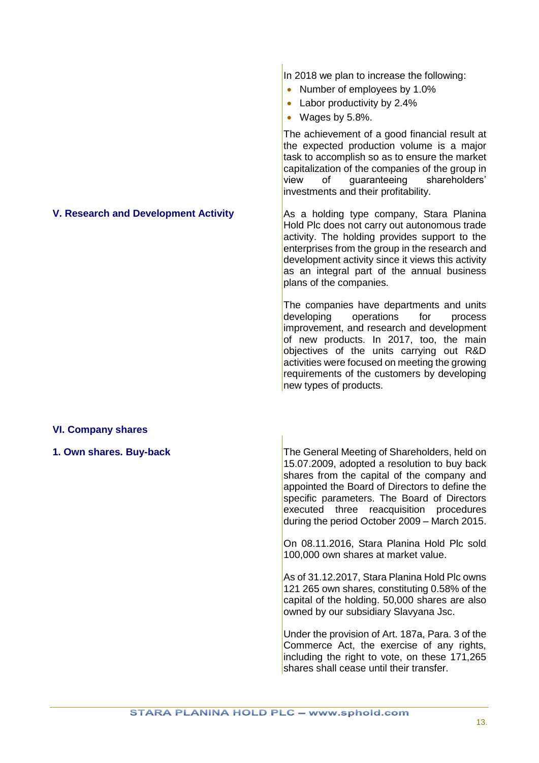In 2018 we plan to increase the following:

- Number of employees by 1.0%
- Labor productivity by 2.4%
- Wages by 5.8%.

The achievement of a good financial result at the expected production volume is a major task to accomplish so as to ensure the market capitalization of the companies of the group in view of guaranteeing shareholders' investments and their profitability.

## V. Research and Development Activity

As a holding type company, Stara Planina Hold Plc does not carry out autonomous trade activity. The holding provides support to the enterprises from the group in the research and development activity since it views this activity as an integral part of the annual business plans of the companies.

The companies have departments and units developing operations for process improvement, and research and development of new products. In 2017, too, the main objectives of the units carrying out R&D activities were focused on meeting the growing requirements of the customers by developing new types of products.

## VI. Company shares

### 1. Own shares. Buy-back

The General Meeting of Shareholders, held on 15.07.2009, adopted a resolution to buy back shares from the capital of the company and appointed the Board of Directors to define the specific parameters. The Board of Directors executed three reacquisition procedures during the period October 2009 – March 2015.

On 08.11.2016, Stara Planina Hold Plc sold 100,000 own shares at market value.

As of 31.12.2017, Stara Planina Hold Plc owns 121 265 own shares, constituting 0.58% of the capital of the holding. 50,000 shares are also owned by our subsidiary Slavyana Jsc.

Under the provision of Art. 187a, Para. 3 of the Commerce Act, the exercise of any rights, including the right to vote, on these 171,265 shares shall cease until their transfer.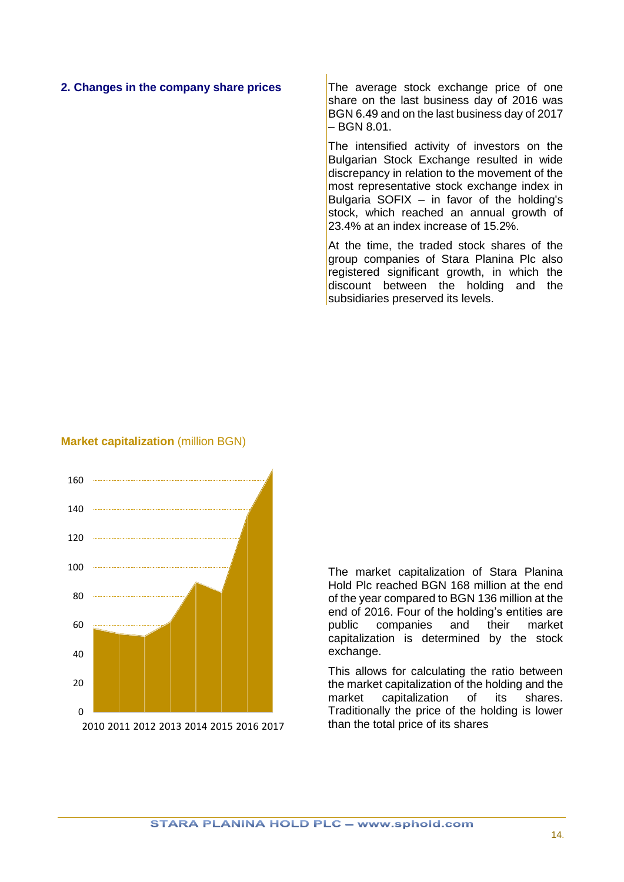## 2. Changes in the company share prices

The average stock exchange price of one share on the last business day of 2016 was BGN 6.49 and on the last business day of 2017 – BGN 8.01.

The intensified activity of investors on the Bulgarian Stock Exchange resulted in wide discrepancy in relation to the movement of the most representative stock exchange index in Bulgaria SOFIX – in favor of the holding's stock, which reached an annual growth of 23.4% at an index increase of 15.2%.

At the time, the traded stock shares of the group companies of Stara Planina Plc also registered significant growth, in which the discount between the holding and the subsidiaries preserved its levels.

**Market capitalization** (million BGN)

The market capitalization of Stara Planina Hold Plc reached BGN 168 million at the end of the year compared to BGN 136 million at the end of 2016. Four of the holding's entities are public companies and their market capitalization is determined by the stock exchange.

This allows for calculating the ratio between the market capitalization of the holding and the market capitalization of its shares. Traditionally the price of the holding is lower than the total price of its shares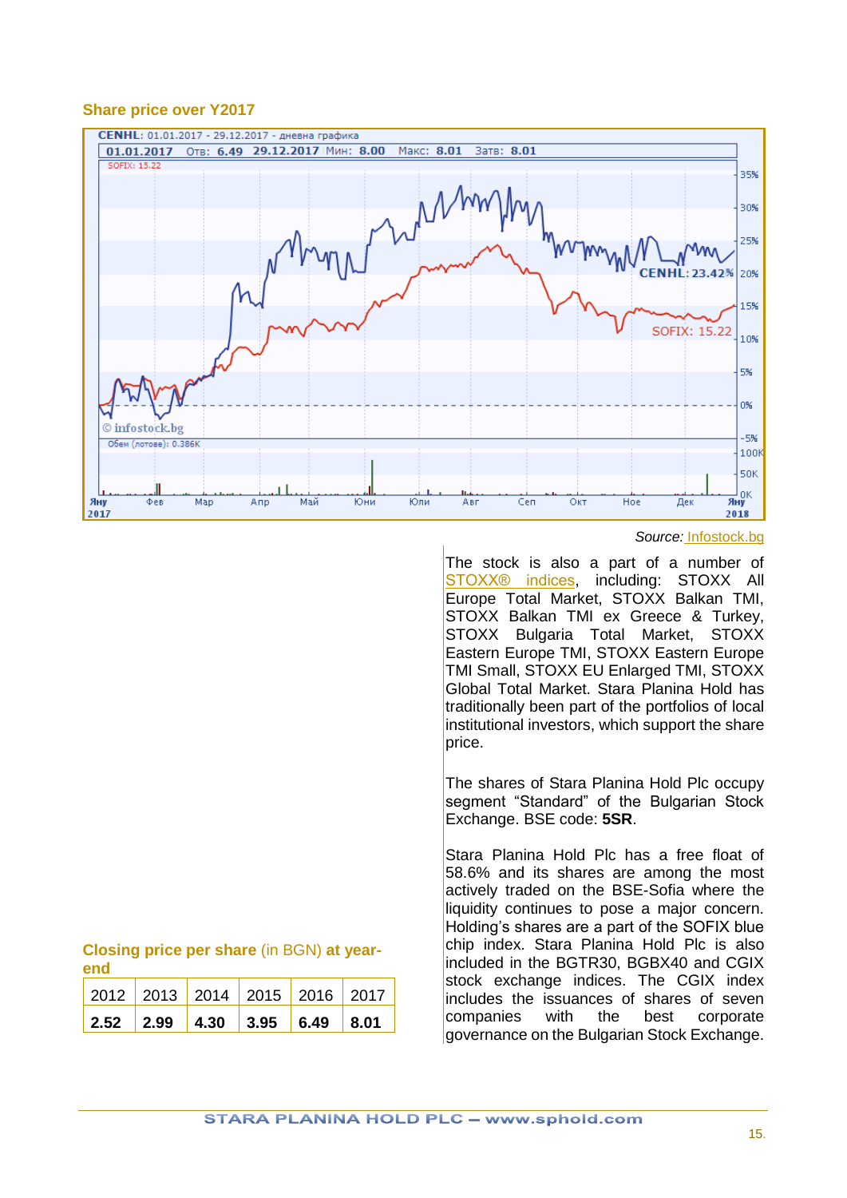### Share price over Y2017

Source: Infostock.bg

The stock is also a part of a number of STOXX® indices, including: STOXX All Europe Total Market, STOXX Balkan TMI, STOXX Balkan TMI ex Greece & Turkey, STOXX Bulgaria Total Market, STOXX Eastern Europe TMI, STOXX Eastern Europe TMI Small, STOXX EU Enlarged TMI, STOXX Global Total Market. Stara Planina Hold has traditionally been part of the portfolios of local institutional investors, which support the share price.

The shares of Stara Planina Hold Plc occupy segment "Standard" of the Bulgarian Stock Exchange. BSE code: **5SR**.

Stara Planina Hold Plc has a free float of 58.6% and its shares are among the most actively traded on the BSE-Sofia where the liquidity continues to pose a major concern. Holding's shares are a part of the SOFIX blue chip index. Stara Planina Hold Plc is also included in the BGTR30, BGBX40 and CGIX stock exchange indices. The CGIX index includes the issuances of shares of seven companies with the best corporate governance on the Bulgarian Stock Exchange.

**Closing price per share** (in BGN) **at year-end**

| 2012 | 2013 | 2014 | 2015 | 2016 | 2017 |
|---|---|---|---|---|---|
| **2.52** | **2.99** | **4.30** | **3.95** | **6.49** | **8.01** |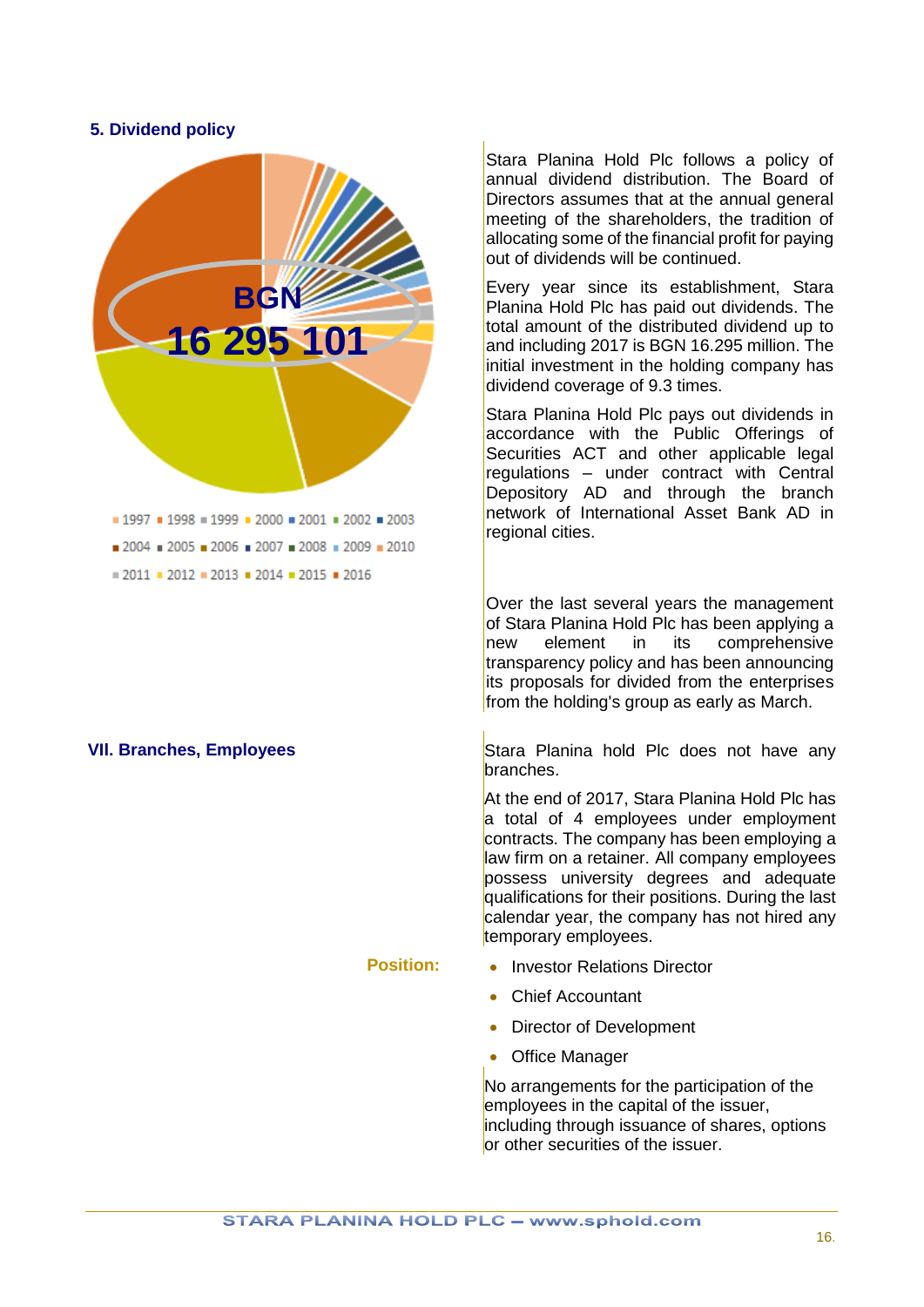## 5. Dividend policy

BGN 16 295 101

1997 1998 1999 2000 2001 2002 2003 2004 2005 2006 2007 2008 2009 2010 2011 2012 2013 2014 2015 2016

Stara Planina Hold Plc follows a policy of annual dividend distribution. The Board of Directors assumes that at the annual general meeting of the shareholders, the tradition of allocating some of the financial profit for paying out of dividends will be continued.

Every year since its establishment, Stara Planina Hold Plc has paid out dividends. The total amount of the distributed dividend up to and including 2017 is BGN 16.295 million. The initial investment in the holding company has dividend coverage of 9.3 times.

Stara Planina Hold Plc pays out dividends in accordance with the Public Offerings of Securities ACT and other applicable legal regulations – under contract with Central Depository AD and through the branch network of International Asset Bank AD in regional cities.

Over the last several years the management of Stara Planina Hold Plc has been applying a new element in its comprehensive transparency policy and has been announcing its proposals for divided from the enterprises from the holding's group as early as March.

## VII. Branches, Employees

Stara Planina hold Plc does not have any branches.

At the end of 2017, Stara Planina Hold Plc has a total of 4 employees under employment contracts. The company has been employing a law firm on a retainer. All company employees possess university degrees and adequate qualifications for their positions. During the last calendar year, the company has not hired any temporary employees.

**Position:**

- Investor Relations Director
- Chief Accountant
- Director of Development
- Office Manager

No arrangements for the participation of the employees in the capital of the issuer, including through issuance of shares, options or other securities of the issuer.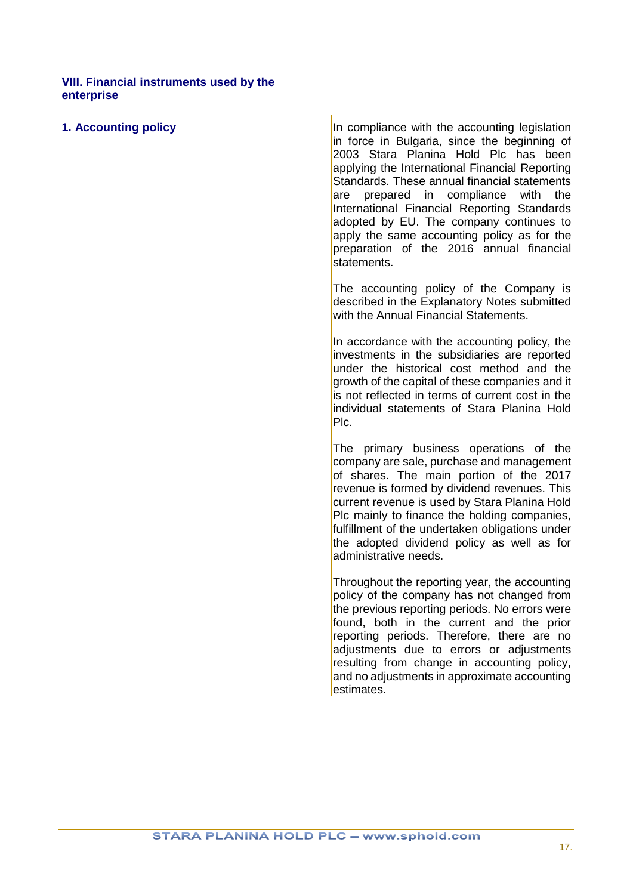## VIII. Financial instruments used by the enterprise

### 1. Accounting policy

In compliance with the accounting legislation in force in Bulgaria, since the beginning of 2003 Stara Planina Hold Plc has been applying the International Financial Reporting Standards. These annual financial statements are prepared in compliance with the International Financial Reporting Standards adopted by EU. The company continues to apply the same accounting policy as for the preparation of the 2016 annual financial statements.

The accounting policy of the Company is described in the Explanatory Notes submitted with the Annual Financial Statements.

In accordance with the accounting policy, the investments in the subsidiaries are reported under the historical cost method and the growth of the capital of these companies and it is not reflected in terms of current cost in the individual statements of Stara Planina Hold Plc.

The primary business operations of the company are sale, purchase and management of shares. The main portion of the 2017 revenue is formed by dividend revenues. This current revenue is used by Stara Planina Hold Plc mainly to finance the holding companies, fulfillment of the undertaken obligations under the adopted dividend policy as well as for administrative needs.

Throughout the reporting year, the accounting policy of the company has not changed from the previous reporting periods. No errors were found, both in the current and the prior reporting periods. Therefore, there are no adjustments due to errors or adjustments resulting from change in accounting policy, and no adjustments in approximate accounting estimates.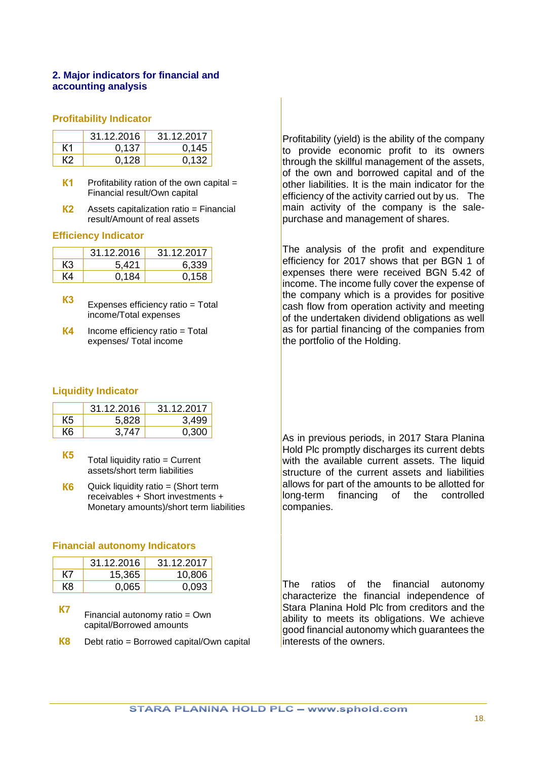## 2. Major indicators for financial and accounting analysis

### Profitability Indicator

| | 31.12.2016 | 31.12.2017 |
|---|---|---|
| K1 | 0,137 | 0,145 |
| K2 | 0,128 | 0,132 |

**K1** Profitability ration of the own capital = Financial result/Own capital

**K2** Assets capitalization ratio = Financial result/Amount of real assets

Profitability (yield) is the ability of the company to provide economic profit to its owners through the skillful management of the assets, of the own and borrowed capital and of the other liabilities. It is the main indicator for the efficiency of the activity carried out by us. The main activity of the company is the sale-purchase and management of shares.

### Efficiency Indicator

| | 31.12.2016 | 31.12.2017 |
|---|---|---|
| K3 | 5,421 | 6,339 |
| K4 | 0,184 | 0,158 |

**K3** Expenses efficiency ratio = Total income/Total expenses

**K4** Income efficiency ratio = Total expenses/ Total income

The analysis of the profit and expenditure efficiency for 2017 shows that per BGN 1 of expenses there were received BGN 5.42 of income. The income fully cover the expense of the company which is a provides for positive cash flow from operation activity and meeting of the undertaken dividend obligations as well as for partial financing of the companies from the portfolio of the Holding.

### Liquidity Indicator

| | 31.12.2016 | 31.12.2017 |
|---|---|---|
| K5 | 5,828 | 3,499 |
| K6 | 3,747 | 0,300 |

**K5** Total liquidity ratio = Current assets/short term liabilities

**K6** Quick liquidity ratio = (Short term receivables + Short investments + Monetary amounts)/short term liabilities

As in previous periods, in 2017 Stara Planina Hold Plc promptly discharges its current debts with the available current assets. The liquid structure of the current assets and liabilities allows for part of the amounts to be allotted for long-term financing of the controlled companies.

### Financial autonomy Indicators

| | 31.12.2016 | 31.12.2017 |
|---|---|---|
| K7 | 15,365 | 10,806 |
| K8 | 0,065 | 0,093 |

**K7** Financial autonomy ratio = Own capital/Borrowed amounts

**K8** Debt ratio = Borrowed capital/Own capital

The ratios of the financial autonomy characterize the financial independence of Stara Planina Hold Plc from creditors and the ability to meets its obligations. We achieve good financial autonomy which guarantees the interests of the owners.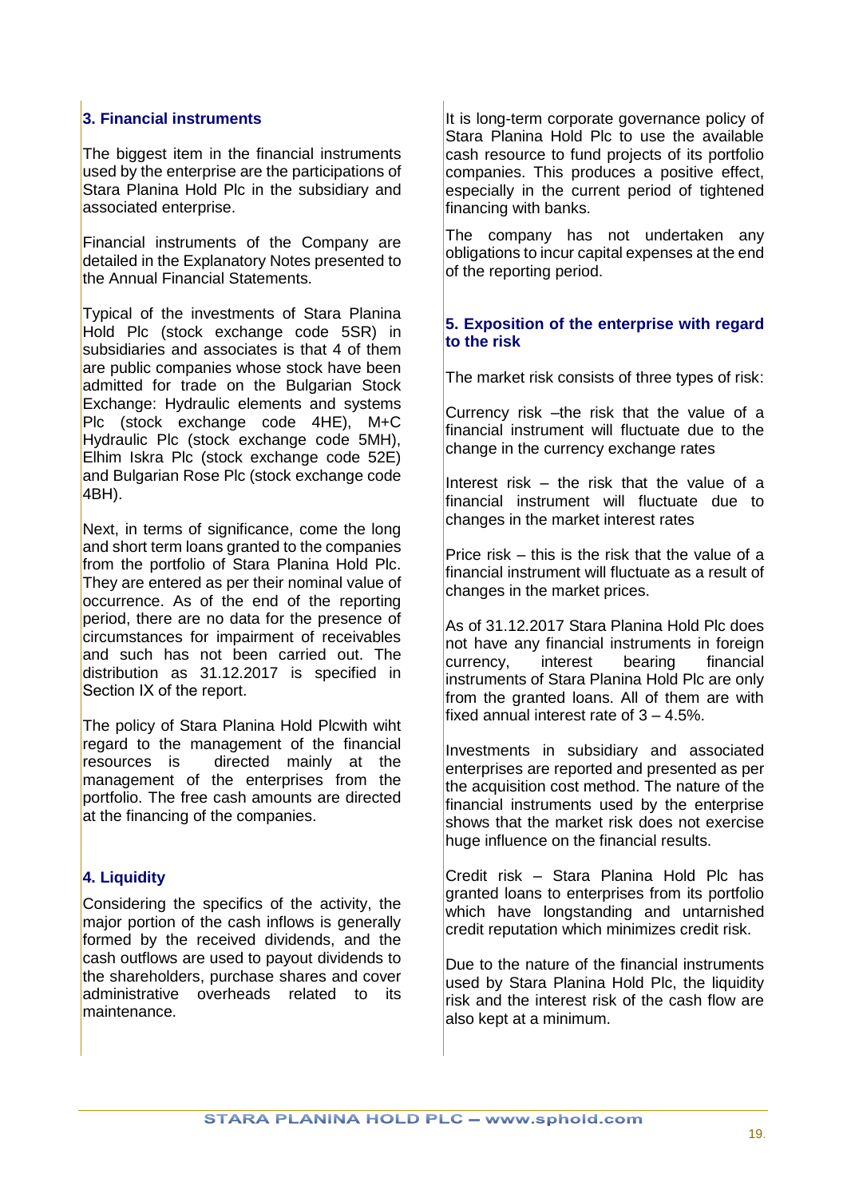## 3. Financial instruments

The biggest item in the financial instruments used by the enterprise are the participations of Stara Planina Hold Plc in the subsidiary and associated enterprise.

Financial instruments of the Company are detailed in the Explanatory Notes presented to the Annual Financial Statements.

Typical of the investments of Stara Planina Hold Plc (stock exchange code 5SR) in subsidiaries and associates is that 4 of them are public companies whose stock have been admitted for trade on the Bulgarian Stock Exchange: Hydraulic elements and systems Plc (stock exchange code 4HE), M+C Hydraulic Plc (stock exchange code 5MH), Elhim Iskra Plc (stock exchange code 52E) and Bulgarian Rose Plc (stock exchange code 4BH).

Next, in terms of significance, come the long and short term loans granted to the companies from the portfolio of Stara Planina Hold Plc. They are entered as per their nominal value of occurrence. As of the end of the reporting period, there are no data for the presence of circumstances for impairment of receivables and such has not been carried out. The distribution as 31.12.2017 is specified in Section IX of the report.

The policy of Stara Planina Hold Plcwith wiht regard to the management of the financial resources is directed mainly at the management of the enterprises from the portfolio. The free cash amounts are directed at the financing of the companies.

## 4. Liquidity

Considering the specifics of the activity, the major portion of the cash inflows is generally formed by the received dividends, and the cash outflows are used to payout dividends to the shareholders, purchase shares and cover administrative overheads related to its maintenance.

It is long-term corporate governance policy of Stara Planina Hold Plc to use the available cash resource to fund projects of its portfolio companies. This produces a positive effect, especially in the current period of tightened financing with banks.

The company has not undertaken any obligations to incur capital expenses at the end of the reporting period.

## 5. Exposition of the enterprise with regard to the risk

The market risk consists of three types of risk:

Currency risk –the risk that the value of a financial instrument will fluctuate due to the change in the currency exchange rates

Interest risk – the risk that the value of a financial instrument will fluctuate due to changes in the market interest rates

Price risk – this is the risk that the value of a financial instrument will fluctuate as a result of changes in the market prices.

As of 31.12.2017 Stara Planina Hold Plc does not have any financial instruments in foreign currency, interest bearing financial instruments of Stara Planina Hold Plc are only from the granted loans. All of them are with fixed annual interest rate of 3 – 4.5%.

Investments in subsidiary and associated enterprises are reported and presented as per the acquisition cost method. The nature of the financial instruments used by the enterprise shows that the market risk does not exercise huge influence on the financial results.

Credit risk – Stara Planina Hold Plc has granted loans to enterprises from its portfolio which have longstanding and untarnished credit reputation which minimizes credit risk.

Due to the nature of the financial instruments used by Stara Planina Hold Plc, the liquidity risk and the interest risk of the cash flow are also kept at a minimum.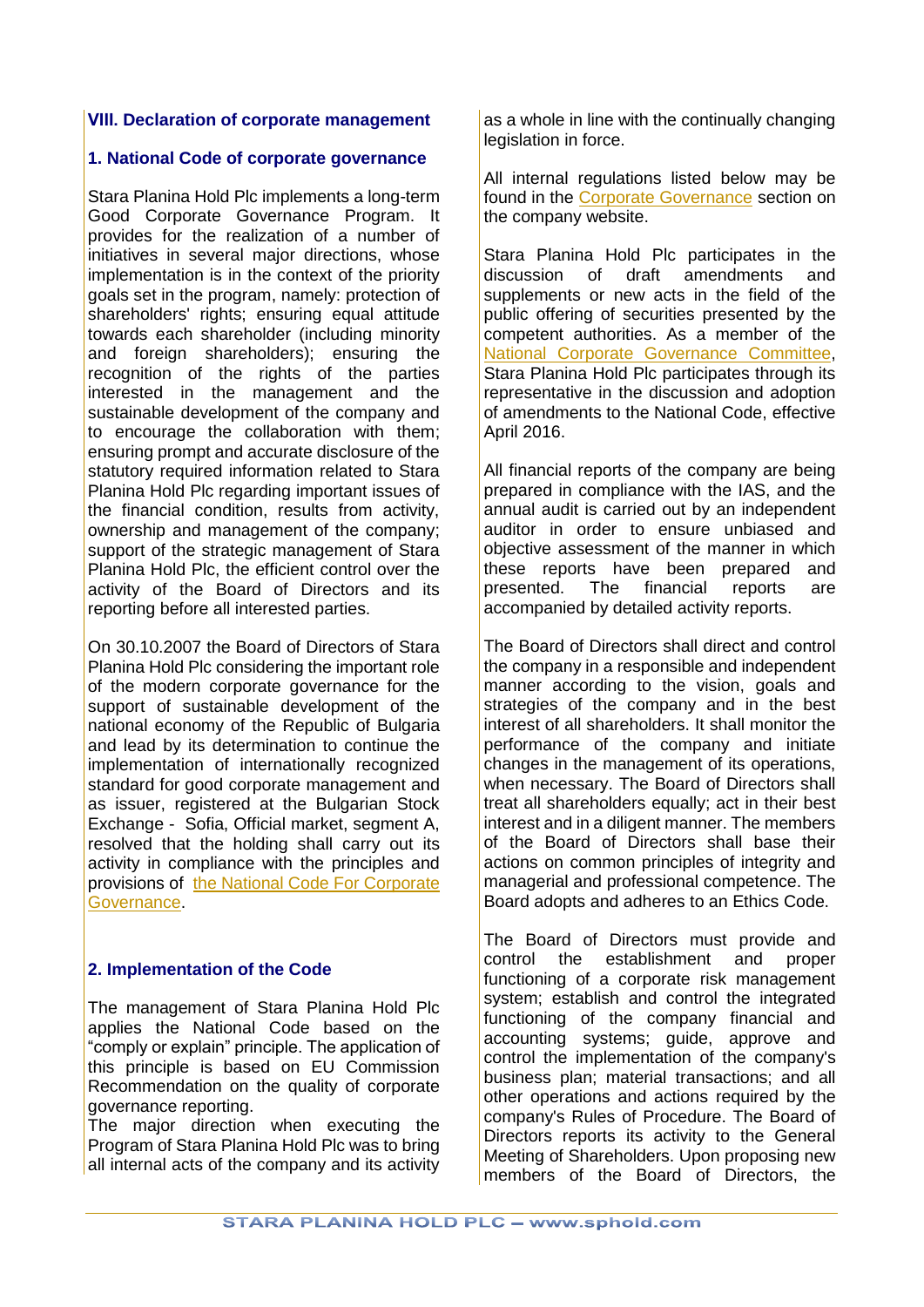## VIII. Declaration of corporate management

### 1. National Code of corporate governance

Stara Planina Hold Plc implements a long-term Good Corporate Governance Program. It provides for the realization of a number of initiatives in several major directions, whose implementation is in the context of the priority goals set in the program, namely: protection of shareholders' rights; ensuring equal attitude towards each shareholder (including minority and foreign shareholders); ensuring the recognition of the rights of the parties interested in the management and the sustainable development of the company and to encourage the collaboration with them; ensuring prompt and accurate disclosure of the statutory required information related to Stara Planina Hold Plc regarding important issues of the financial condition, results from activity, ownership and management of the company; support of the strategic management of Stara Planina Hold Plc, the efficient control over the activity of the Board of Directors and its reporting before all interested parties.

On 30.10.2007 the Board of Directors of Stara Planina Hold Plc considering the important role of the modern corporate governance for the support of sustainable development of the national economy of the Republic of Bulgaria and lead by its determination to continue the implementation of internationally recognized standard for good corporate management and as issuer, registered at the Bulgarian Stock Exchange - Sofia, Official market, segment A, resolved that the holding shall carry out its activity in compliance with the principles and provisions of the National Code For Corporate Governance.

### 2. Implementation of the Code

The management of Stara Planina Hold Plc applies the National Code based on the "comply or explain" principle. The application of this principle is based on EU Commission Recommendation on the quality of corporate governance reporting.

The major direction when executing the Program of Stara Planina Hold Plc was to bring all internal acts of the company and its activity as a whole in line with the continually changing legislation in force.

All internal regulations listed below may be found in the Corporate Governance section on the company website.

Stara Planina Hold Plc participates in the discussion of draft amendments and supplements or new acts in the field of the public offering of securities presented by the competent authorities. As a member of the National Corporate Governance Committee, Stara Planina Hold Plc participates through its representative in the discussion and adoption of amendments to the National Code, effective April 2016.

All financial reports of the company are being prepared in compliance with the IAS, and the annual audit is carried out by an independent auditor in order to ensure unbiased and objective assessment of the manner in which these reports have been prepared and presented. The financial reports are accompanied by detailed activity reports.

The Board of Directors shall direct and control the company in a responsible and independent manner according to the vision, goals and strategies of the company and in the best interest of all shareholders. It shall monitor the performance of the company and initiate changes in the management of its operations, when necessary. The Board of Directors shall treat all shareholders equally; act in their best interest and in a diligent manner. The members of the Board of Directors shall base their actions on common principles of integrity and managerial and professional competence. The Board adopts and adheres to an Ethics Code.

The Board of Directors must provide and control the establishment and proper functioning of a corporate risk management system; establish and control the integrated functioning of the company financial and accounting systems; guide, approve and control the implementation of the company's business plan; material transactions; and all other operations and actions required by the company's Rules of Procedure. The Board of Directors reports its activity to the General Meeting of Shareholders. Upon proposing new members of the Board of Directors, the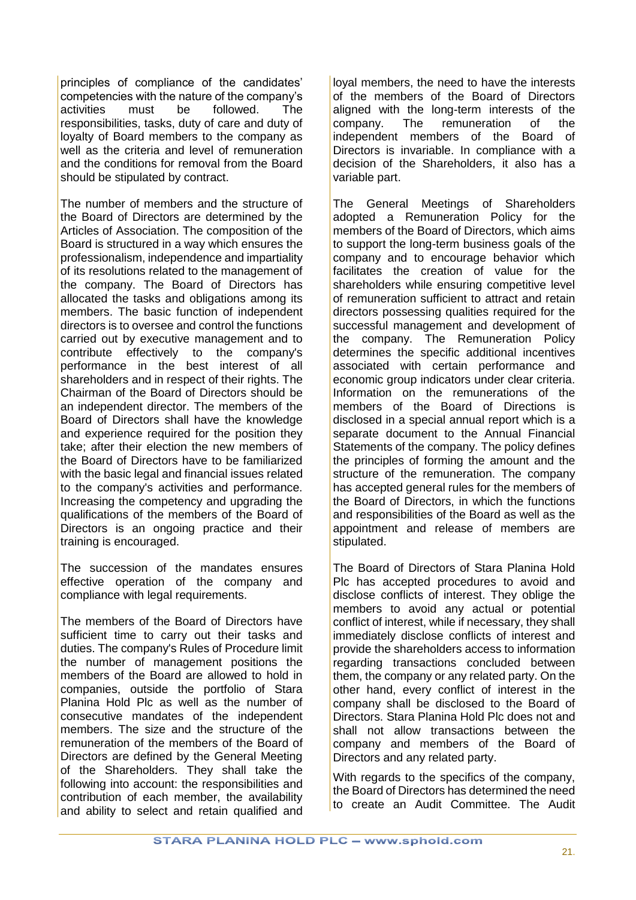principles of compliance of the candidates' competencies with the nature of the company's activities must be followed. The responsibilities, tasks, duty of care and duty of loyalty of Board members to the company as well as the criteria and level of remuneration and the conditions for removal from the Board should be stipulated by contract.

The number of members and the structure of the Board of Directors are determined by the Articles of Association. The composition of the Board is structured in a way which ensures the professionalism, independence and impartiality of its resolutions related to the management of the company. The Board of Directors has allocated the tasks and obligations among its members. The basic function of independent directors is to oversee and control the functions carried out by executive management and to contribute effectively to the company's performance in the best interest of all shareholders and in respect of their rights. The Chairman of the Board of Directors should be an independent director. The members of the Board of Directors shall have the knowledge and experience required for the position they take; after their election the new members of the Board of Directors have to be familiarized with the basic legal and financial issues related to the company's activities and performance. Increasing the competency and upgrading the qualifications of the members of the Board of Directors is an ongoing practice and their training is encouraged.

The succession of the mandates ensures effective operation of the company and compliance with legal requirements.

The members of the Board of Directors have sufficient time to carry out their tasks and duties. The company's Rules of Procedure limit the number of management positions the members of the Board are allowed to hold in companies, outside the portfolio of Stara Planina Hold Plc as well as the number of consecutive mandates of the independent members. The size and the structure of the remuneration of the members of the Board of Directors are defined by the General Meeting of the Shareholders. They shall take the following into account: the responsibilities and contribution of each member, the availability and ability to select and retain qualified and loyal members, the need to have the interests of the members of the Board of Directors aligned with the long-term interests of the company. The remuneration of the independent members of the Board of Directors is invariable. In compliance with a decision of the Shareholders, it also has a variable part.

The General Meetings of Shareholders adopted a Remuneration Policy for the members of the Board of Directors, which aims to support the long-term business goals of the company and to encourage behavior which facilitates the creation of value for the shareholders while ensuring competitive level of remuneration sufficient to attract and retain directors possessing qualities required for the successful management and development of the company. The Remuneration Policy determines the specific additional incentives associated with certain performance and economic group indicators under clear criteria. Information on the remunerations of the members of the Board of Directions is disclosed in a special annual report which is a separate document to the Annual Financial Statements of the company. The policy defines the principles of forming the amount and the structure of the remuneration. The company has accepted general rules for the members of the Board of Directors, in which the functions and responsibilities of the Board as well as the appointment and release of members are stipulated.

The Board of Directors of Stara Planina Hold Plc has accepted procedures to avoid and disclose conflicts of interest. They oblige the members to avoid any actual or potential conflict of interest, while if necessary, they shall immediately disclose conflicts of interest and provide the shareholders access to information regarding transactions concluded between them, the company or any related party. On the other hand, every conflict of interest in the company shall be disclosed to the Board of Directors. Stara Planina Hold Plc does not and shall not allow transactions between the company and members of the Board of Directors and any related party.

With regards to the specifics of the company, the Board of Directors has determined the need to create an Audit Committee. The Audit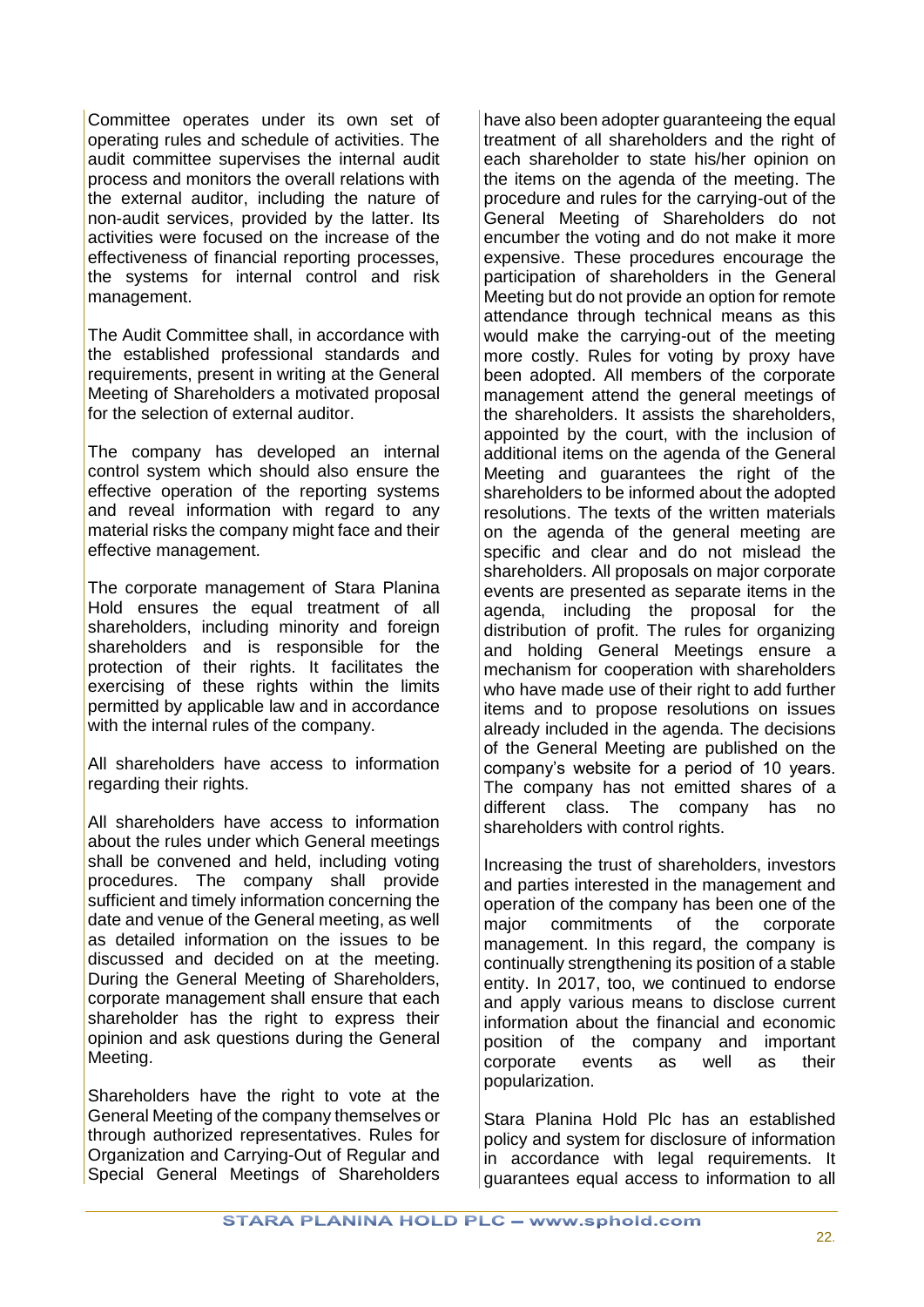Committee operates under its own set of operating rules and schedule of activities. The audit committee supervises the internal audit process and monitors the overall relations with the external auditor, including the nature of non-audit services, provided by the latter. Its activities were focused on the increase of the effectiveness of financial reporting processes, the systems for internal control and risk management.

The Audit Committee shall, in accordance with the established professional standards and requirements, present in writing at the General Meeting of Shareholders a motivated proposal for the selection of external auditor.

The company has developed an internal control system which should also ensure the effective operation of the reporting systems and reveal information with regard to any material risks the company might face and their effective management.

The corporate management of Stara Planina Hold ensures the equal treatment of all shareholders, including minority and foreign shareholders and is responsible for the protection of their rights. It facilitates the exercising of these rights within the limits permitted by applicable law and in accordance with the internal rules of the company.

All shareholders have access to information regarding their rights.

All shareholders have access to information about the rules under which General meetings shall be convened and held, including voting procedures. The company shall provide sufficient and timely information concerning the date and venue of the General meeting, as well as detailed information on the issues to be discussed and decided on at the meeting. During the General Meeting of Shareholders, corporate management shall ensure that each shareholder has the right to express their opinion and ask questions during the General Meeting.

Shareholders have the right to vote at the General Meeting of the company themselves or through authorized representatives. Rules for Organization and Carrying-Out of Regular and Special General Meetings of Shareholders have also been adopter guaranteeing the equal treatment of all shareholders and the right of each shareholder to state his/her opinion on the items on the agenda of the meeting. The procedure and rules for the carrying-out of the General Meeting of Shareholders do not encumber the voting and do not make it more expensive. These procedures encourage the participation of shareholders in the General Meeting but do not provide an option for remote attendance through technical means as this would make the carrying-out of the meeting more costly. Rules for voting by proxy have been adopted. All members of the corporate management attend the general meetings of the shareholders. It assists the shareholders, appointed by the court, with the inclusion of additional items on the agenda of the General Meeting and guarantees the right of the shareholders to be informed about the adopted resolutions. The texts of the written materials on the agenda of the general meeting are specific and clear and do not mislead the shareholders. All proposals on major corporate events are presented as separate items in the agenda, including the proposal for the distribution of profit. The rules for organizing and holding General Meetings ensure a mechanism for cooperation with shareholders who have made use of their right to add further items and to propose resolutions on issues already included in the agenda. The decisions of the General Meeting are published on the company's website for a period of 10 years. The company has not emitted shares of a different class. The company has no shareholders with control rights.

Increasing the trust of shareholders, investors and parties interested in the management and operation of the company has been one of the major commitments of the corporate management. In this regard, the company is continually strengthening its position of a stable entity. In 2017, too, we continued to endorse and apply various means to disclose current information about the financial and economic position of the company and important corporate events as well as their popularization.

Stara Planina Hold Plc has an established policy and system for disclosure of information in accordance with legal requirements. It guarantees equal access to information to all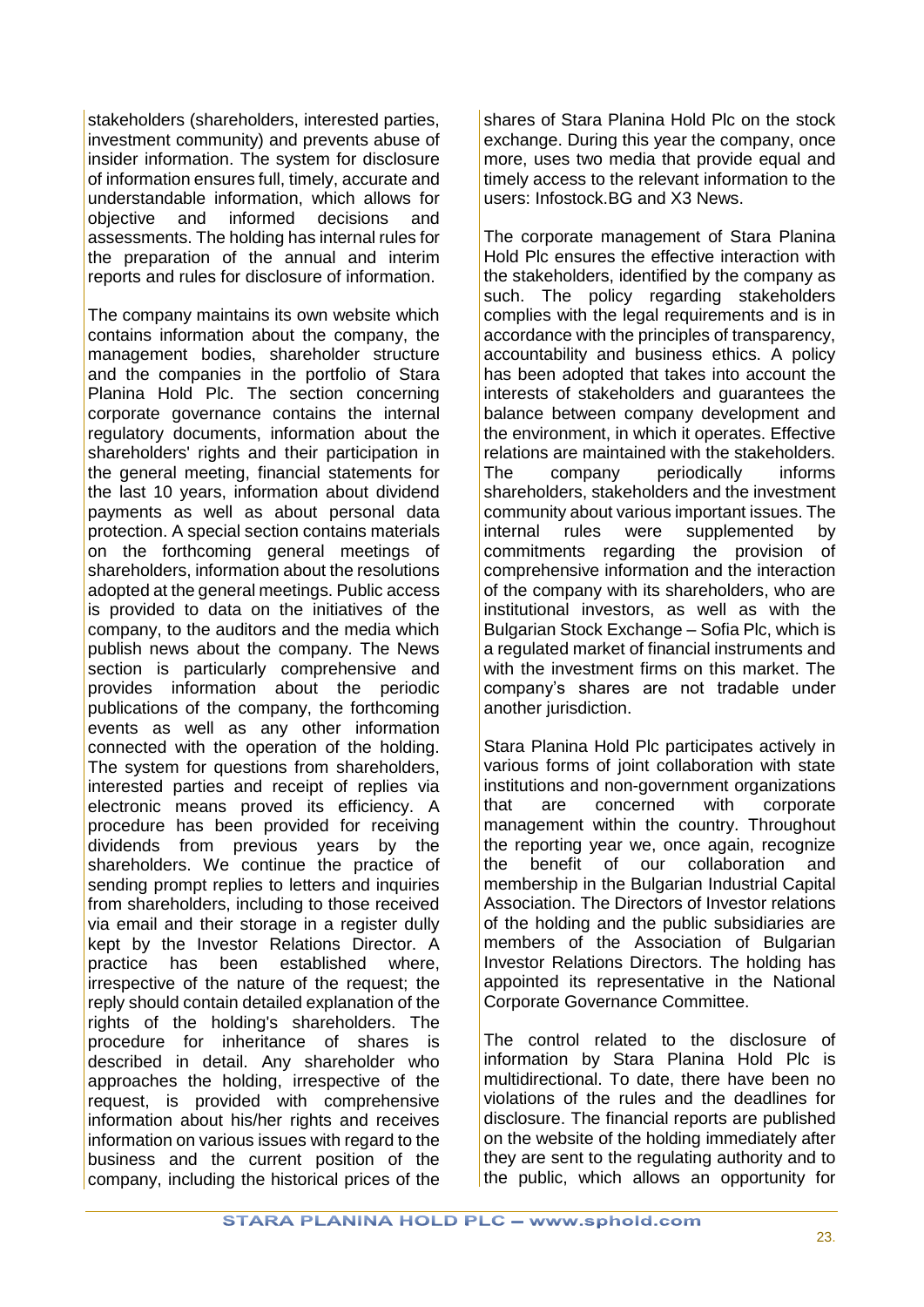stakeholders (shareholders, interested parties, investment community) and prevents abuse of insider information. The system for disclosure of information ensures full, timely, accurate and understandable information, which allows for objective and informed decisions and assessments. The holding has internal rules for the preparation of the annual and interim reports and rules for disclosure of information.

The company maintains its own website which contains information about the company, the management bodies, shareholder structure and the companies in the portfolio of Stara Planina Hold Plc. The section concerning corporate governance contains the internal regulatory documents, information about the shareholders' rights and their participation in the general meeting, financial statements for the last 10 years, information about dividend payments as well as about personal data protection. A special section contains materials on the forthcoming general meetings of shareholders, information about the resolutions adopted at the general meetings. Public access is provided to data on the initiatives of the company, to the auditors and the media which publish news about the company. The News section is particularly comprehensive and provides information about the periodic publications of the company, the forthcoming events as well as any other information connected with the operation of the holding. The system for questions from shareholders, interested parties and receipt of replies via electronic means proved its efficiency. A procedure has been provided for receiving dividends from previous years by the shareholders. We continue the practice of sending prompt replies to letters and inquiries from shareholders, including to those received via email and their storage in a register dully kept by the Investor Relations Director. A practice has been established where, irrespective of the nature of the request; the reply should contain detailed explanation of the rights of the holding's shareholders. The procedure for inheritance of shares is described in detail. Any shareholder who approaches the holding, irrespective of the request, is provided with comprehensive information about his/her rights and receives information on various issues with regard to the business and the current position of the company, including the historical prices of the shares of Stara Planina Hold Plc on the stock exchange. During this year the company, once more, uses two media that provide equal and timely access to the relevant information to the users: Infostock.BG and X3 News.

The corporate management of Stara Planina Hold Plc ensures the effective interaction with the stakeholders, identified by the company as such. The policy regarding stakeholders complies with the legal requirements and is in accordance with the principles of transparency, accountability and business ethics. A policy has been adopted that takes into account the interests of stakeholders and guarantees the balance between company development and the environment, in which it operates. Effective relations are maintained with the stakeholders. The company periodically informs shareholders, stakeholders and the investment community about various important issues. The internal rules were supplemented by commitments regarding the provision of comprehensive information and the interaction of the company with its shareholders, who are institutional investors, as well as with the Bulgarian Stock Exchange – Sofia Plc, which is a regulated market of financial instruments and with the investment firms on this market. The company's shares are not tradable under another jurisdiction.

Stara Planina Hold Plc participates actively in various forms of joint collaboration with state institutions and non-government organizations that are concerned with corporate management within the country. Throughout the reporting year we, once again, recognize the benefit of our collaboration and membership in the Bulgarian Industrial Capital Association. The Directors of Investor relations of the holding and the public subsidiaries are members of the Association of Bulgarian Investor Relations Directors. The holding has appointed its representative in the National Corporate Governance Committee.

The control related to the disclosure of information by Stara Planina Hold Plc is multidirectional. To date, there have been no violations of the rules and the deadlines for disclosure. The financial reports are published on the website of the holding immediately after they are sent to the regulating authority and to the public, which allows an opportunity for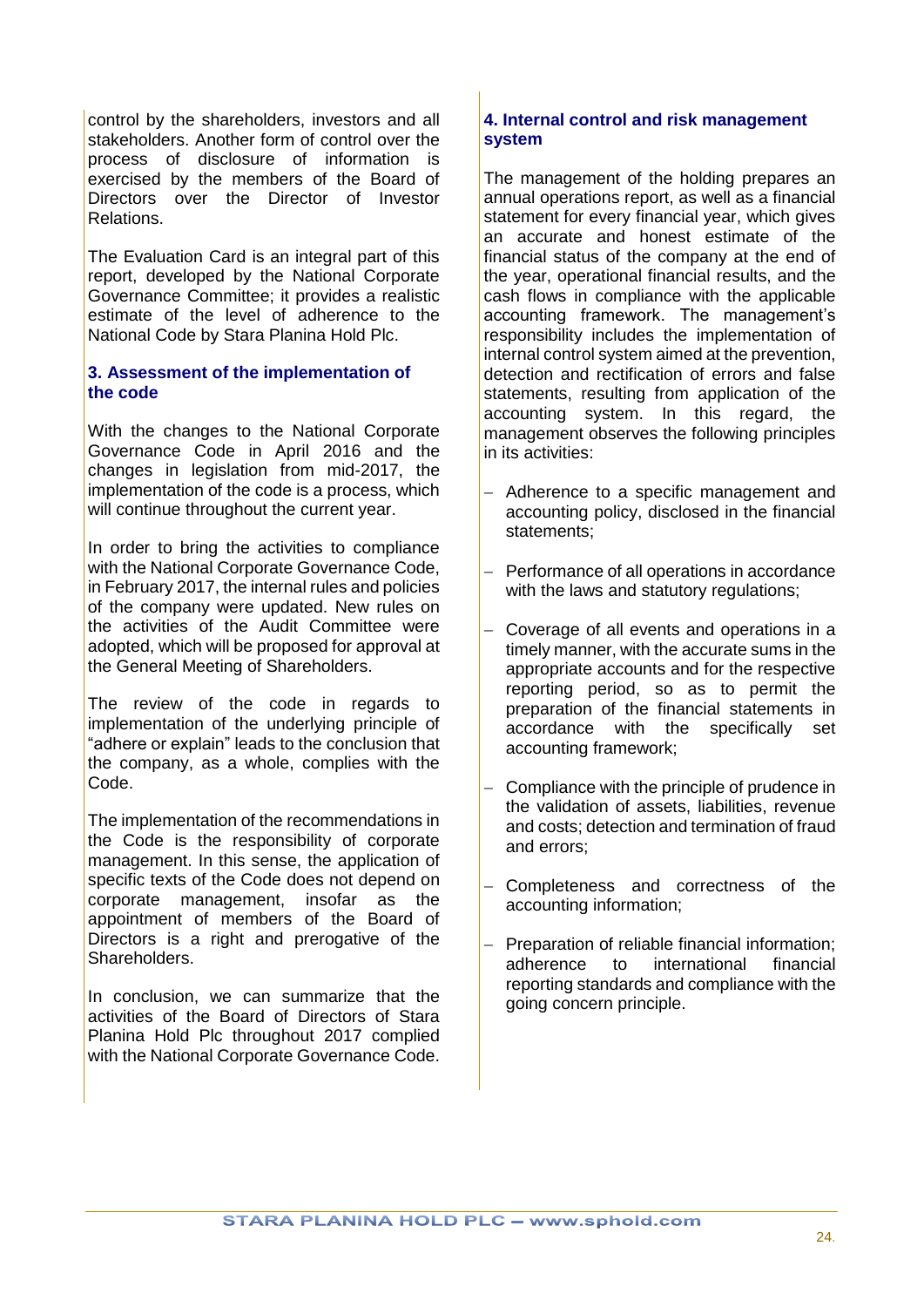control by the shareholders, investors and all stakeholders. Another form of control over the process of disclosure of information is exercised by the members of the Board of Directors over the Director of Investor Relations.

The Evaluation Card is an integral part of this report, developed by the National Corporate Governance Committee; it provides a realistic estimate of the level of adherence to the National Code by Stara Planina Hold Plc.

## 3. Assessment of the implementation of the code

With the changes to the National Corporate Governance Code in April 2016 and the changes in legislation from mid-2017, the implementation of the code is a process, which will continue throughout the current year.

In order to bring the activities to compliance with the National Corporate Governance Code, in February 2017, the internal rules and policies of the company were updated. New rules on the activities of the Audit Committee were adopted, which will be proposed for approval at the General Meeting of Shareholders.

The review of the code in regards to implementation of the underlying principle of "adhere or explain" leads to the conclusion that the company, as a whole, complies with the Code.

The implementation of the recommendations in the Code is the responsibility of corporate management. In this sense, the application of specific texts of the Code does not depend on corporate management, insofar as the appointment of members of the Board of Directors is a right and prerogative of the Shareholders.

In conclusion, we can summarize that the activities of the Board of Directors of Stara Planina Hold Plc throughout 2017 complied with the National Corporate Governance Code.

## 4. Internal control and risk management system

The management of the holding prepares an annual operations report, as well as a financial statement for every financial year, which gives an accurate and honest estimate of the financial status of the company at the end of the year, operational financial results, and the cash flows in compliance with the applicable accounting framework. The management's responsibility includes the implementation of internal control system aimed at the prevention, detection and rectification of errors and false statements, resulting from application of the accounting system. In this regard, the management observes the following principles in its activities:

- Adherence to a specific management and accounting policy, disclosed in the financial statements;
- Performance of all operations in accordance with the laws and statutory regulations;
- Coverage of all events and operations in a timely manner, with the accurate sums in the appropriate accounts and for the respective reporting period, so as to permit the preparation of the financial statements in accordance with the specifically set accounting framework;
- Compliance with the principle of prudence in the validation of assets, liabilities, revenue and costs; detection and termination of fraud and errors;
- Completeness and correctness of the accounting information;
- Preparation of reliable financial information; adherence to international financial reporting standards and compliance with the going concern principle.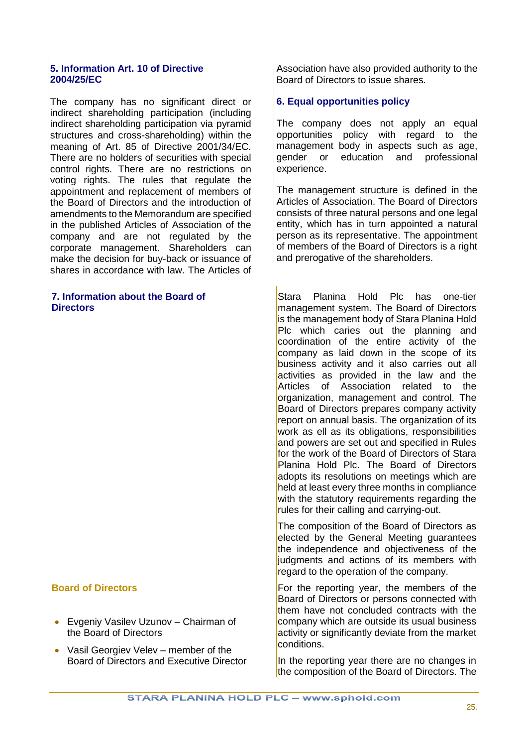## 5. Information Art. 10 of Directive 2004/25/EC

The company has no significant direct or indirect shareholding participation (including indirect shareholding participation via pyramid structures and cross-shareholding) within the meaning of Art. 85 of Directive 2001/34/EC. There are no holders of securities with special control rights. There are no restrictions on voting rights. The rules that regulate the appointment and replacement of members of the Board of Directors and the introduction of amendments to the Memorandum are specified in the published Articles of Association of the company and are not regulated by the corporate management. Shareholders can make the decision for buy-back or issuance of shares in accordance with law. The Articles of Association have also provided authority to the Board of Directors to issue shares.

## 6. Equal opportunities policy

The company does not apply an equal opportunities policy with regard to the management body in aspects such as age, gender or education and professional experience.

The management structure is defined in the Articles of Association. The Board of Directors consists of three natural persons and one legal entity, which has in turn appointed a natural person as its representative. The appointment of members of the Board of Directors is a right and prerogative of the shareholders.

## 7. Information about the Board of Directors

Stara Planina Hold Plc has one-tier management system. The Board of Directors is the management body of Stara Planina Hold Plc which caries out the planning and coordination of the entire activity of the company as laid down in the scope of its business activity and it also carries out all activities as provided in the law and the Articles of Association related to the organization, management and control. The Board of Directors prepares company activity report on annual basis. The organization of its work as ell as its obligations, responsibilities and powers are set out and specified in Rules for the work of the Board of Directors of Stara Planina Hold Plc. The Board of Directors adopts its resolutions on meetings which are held at least every three months in compliance with the statutory requirements regarding the rules for their calling and carrying-out.

The composition of the Board of Directors as elected by the General Meeting guarantees the independence and objectiveness of the judgments and actions of its members with regard to the operation of the company.

For the reporting year, the members of the Board of Directors or persons connected with them have not concluded contracts with the company which are outside its usual business activity or significantly deviate from the market conditions.

In the reporting year there are no changes in the composition of the Board of Directors. The

### Board of Directors

- Evgeniy Vasilev Uzunov – Chairman of the Board of Directors
- Vasil Georgiev Velev – member of the Board of Directors and Executive Director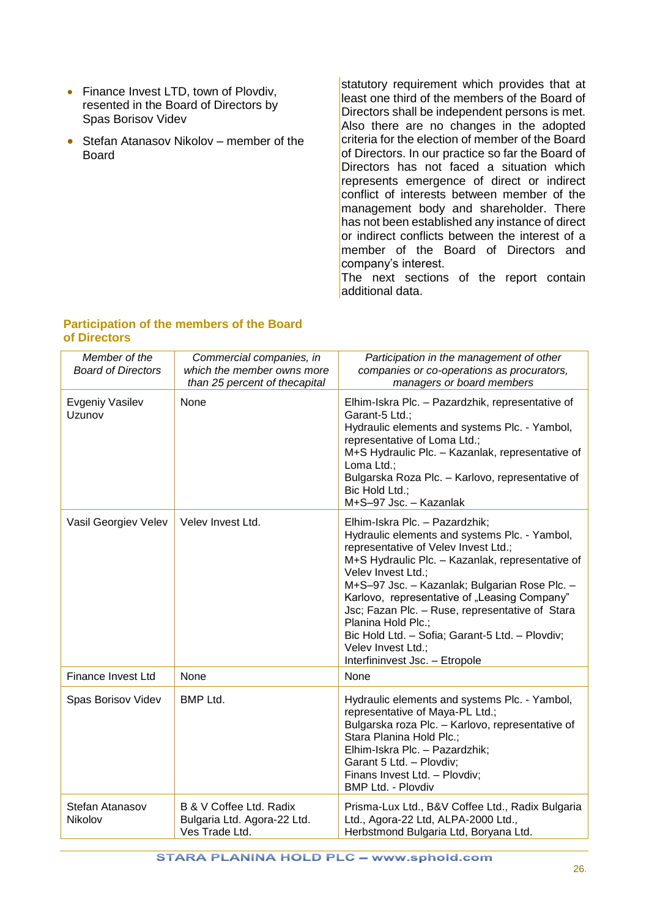- Finance Invest LTD, town of Plovdiv, resented in the Board of Directors by Spas Borisov Videv
- Stefan Atanasov Nikolov – member of the Board

statutory requirement which provides that at least one third of the members of the Board of Directors shall be independent persons is met. Also there are no changes in the adopted criteria for the election of member of the Board of Directors. In our practice so far the Board of Directors has not faced a situation which represents emergence of direct or indirect conflict of interests between member of the management body and shareholder. There has not been established any instance of direct or indirect conflicts between the interest of a member of the Board of Directors and company's interest.

The next sections of the report contain additional data.

### Participation of the members of the Board of Directors

| *Member of the Board of Directors* | *Commercial companies, in which the member owns more than 25 percent of thecapital* | *Participation in the management of other companies or co-operations as procurators, managers or board members* |
|---|---|---|
| Evgeniy Vasilev Uzunov | None | Elhim-Iskra Plc. – Pazardzhik, representative of Garant-5 Ltd.; Hydraulic elements and systems Plc. - Yambol, representative of Loma Ltd.; M+S Hydraulic Plc. – Kazanlak, representative of Loma Ltd.; Bulgarska Roza Plc. – Karlovo, representative of Bic Hold Ltd.; M+S–97 Jsc. – Kazanlak |
| Vasil Georgiev Velev | Velev Invest Ltd. | Elhim-Iskra Plc. – Pazardzhik; Hydraulic elements and systems Plc. - Yambol, representative of Velev Invest Ltd.; M+S Hydraulic Plc. – Kazanlak, representative of Velev Invest Ltd.; M+S–97 Jsc. – Kazanlak; Bulgarian Rose Plc. – Karlovo, representative of „Leasing Company" Jsc; Fazan Plc. – Ruse, representative of Stara Planina Hold Plc.; Bic Hold Ltd. – Sofia; Garant-5 Ltd. – Plovdiv; Velev Invest Ltd.; Interfininvest Jsc. – Etropole |
| Finance Invest Ltd | None | None |
| Spas Borisov Videv | BMP Ltd. | Hydraulic elements and systems Plc. - Yambol, representative of Maya-PL Ltd.; Bulgarska roza Plc. – Karlovo, representative of Stara Planina Hold Plc.; Elhim-Iskra Plc. – Pazardzhik; Garant 5 Ltd. – Plovdiv; Finans Invest Ltd. – Plovdiv; BMP Ltd. - Plovdiv |
| Stefan Atanasov Nikolov | B & V Coffee Ltd. Radix Bulgaria Ltd. Agora-22 Ltd. Ves Trade Ltd. | Prisma-Lux Ltd., B&V Coffee Ltd., Radix Bulgaria Ltd., Agora-22 Ltd, ALPA-2000 Ltd., Herbstmond Bulgaria Ltd, Boryana Ltd. |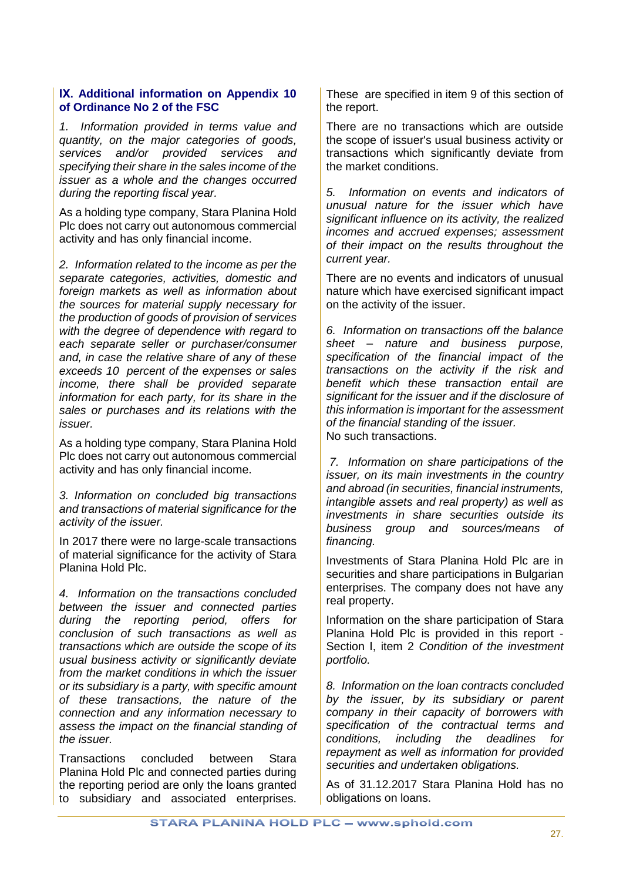## IX. Additional information on Appendix 10 of Ordinance No 2 of the FSC

*1. Information provided in terms value and quantity, on the major categories of goods, services and/or provided services and specifying their share in the sales income of the issuer as a whole and the changes occurred during the reporting fiscal year.*

As a holding type company, Stara Planina Hold Plc does not carry out autonomous commercial activity and has only financial income.

*2. Information related to the income as per the separate categories, activities, domestic and foreign markets as well as information about the sources for material supply necessary for the production of goods of provision of services with the degree of dependence with regard to each separate seller or purchaser/consumer and, in case the relative share of any of these exceeds 10 percent of the expenses or sales income, there shall be provided separate information for each party, for its share in the sales or purchases and its relations with the issuer.*

As a holding type company, Stara Planina Hold Plc does not carry out autonomous commercial activity and has only financial income.

*3. Information on concluded big transactions and transactions of material significance for the activity of the issuer.*

In 2017 there were no large-scale transactions of material significance for the activity of Stara Planina Hold Plc.

*4. Information on the transactions concluded between the issuer and connected parties during the reporting period, offers for conclusion of such transactions as well as transactions which are outside the scope of its usual business activity or significantly deviate from the market conditions in which the issuer or its subsidiary is a party, with specific amount of these transactions, the nature of the connection and any information necessary to assess the impact on the financial standing of the issuer.*

Transactions concluded between Stara Planina Hold Plc and connected parties during the reporting period are only the loans granted to subsidiary and associated enterprises. These are specified in item 9 of this section of the report.

There are no transactions which are outside the scope of issuer's usual business activity or transactions which significantly deviate from the market conditions.

*5. Information on events and indicators of unusual nature for the issuer which have significant influence on its activity, the realized incomes and accrued expenses; assessment of their impact on the results throughout the current year.*

There are no events and indicators of unusual nature which have exercised significant impact on the activity of the issuer.

*6. Information on transactions off the balance sheet – nature and business purpose, specification of the financial impact of the transactions on the activity if the risk and benefit which these transaction entail are significant for the issuer and if the disclosure of this information is important for the assessment of the financial standing of the issuer.*

No such transactions.

*7. Information on share participations of the issuer, on its main investments in the country and abroad (in securities, financial instruments, intangible assets and real property) as well as investments in share securities outside its business group and sources/means of financing.*

Investments of Stara Planina Hold Plc are in securities and share participations in Bulgarian enterprises. The company does not have any real property.

Information on the share participation of Stara Planina Hold Plc is provided in this report - Section I, item 2 *Condition of the investment portfolio.*

*8. Information on the loan contracts concluded by the issuer, by its subsidiary or parent company in their capacity of borrowers with specification of the contractual terms and conditions, including the deadlines for repayment as well as information for provided securities and undertaken obligations.*

As of 31.12.2017 Stara Planina Hold has no obligations on loans.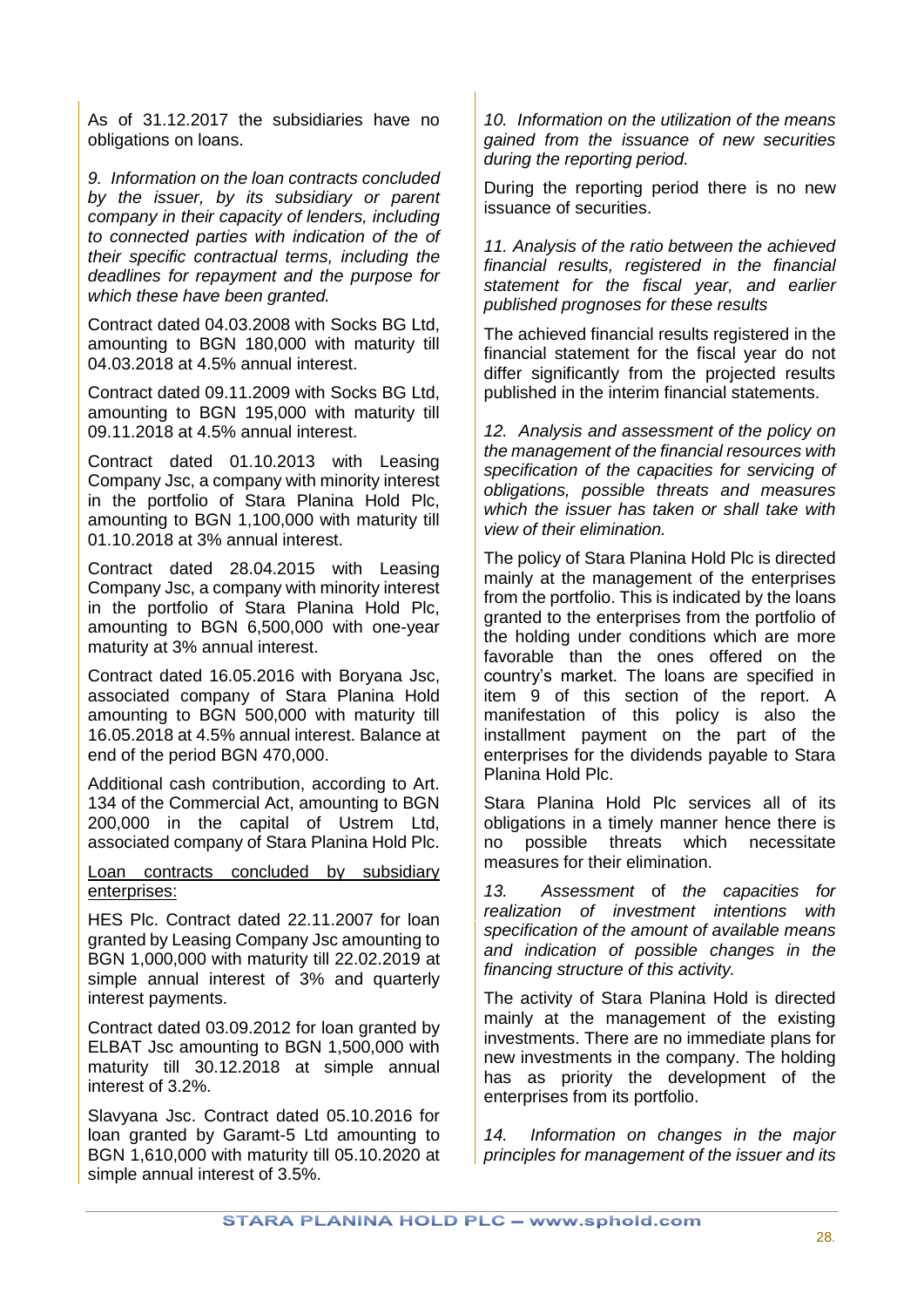As of 31.12.2017 the subsidiaries have no obligations on loans.

*9. Information on the loan contracts concluded by the issuer, by its subsidiary or parent company in their capacity of lenders, including to connected parties with indication of the of their specific contractual terms, including the deadlines for repayment and the purpose for which these have been granted.*

Contract dated 04.03.2008 with Socks BG Ltd, amounting to BGN 180,000 with maturity till 04.03.2018 at 4.5% annual interest.

Contract dated 09.11.2009 with Socks BG Ltd, amounting to BGN 195,000 with maturity till 09.11.2018 at 4.5% annual interest.

Contract dated 01.10.2013 with Leasing Company Jsc, a company with minority interest in the portfolio of Stara Planina Hold Plc, amounting to BGN 1,100,000 with maturity till 01.10.2018 at 3% annual interest.

Contract dated 28.04.2015 with Leasing Company Jsc, a company with minority interest in the portfolio of Stara Planina Hold Plc, amounting to BGN 6,500,000 with one-year maturity at 3% annual interest.

Contract dated 16.05.2016 with Boryana Jsc, associated company of Stara Planina Hold amounting to BGN 500,000 with maturity till 16.05.2018 at 4.5% annual interest. Balance at end of the period BGN 470,000.

Additional cash contribution, according to Art. 134 of the Commercial Act, amounting to BGN 200,000 in the capital of Ustrem Ltd, associated company of Stara Planina Hold Plc.

<u>Loan contracts concluded by subsidiary enterprises:</u>

HES Plc. Contract dated 22.11.2007 for loan granted by Leasing Company Jsc amounting to BGN 1,000,000 with maturity till 22.02.2019 at simple annual interest of 3% and quarterly interest payments.

Contract dated 03.09.2012 for loan granted by ELBAT Jsc amounting to BGN 1,500,000 with maturity till 30.12.2018 at simple annual interest of 3.2%.

Slavyana Jsc. Contract dated 05.10.2016 for loan granted by Garamt-5 Ltd amounting to BGN 1,610,000 with maturity till 05.10.2020 at simple annual interest of 3.5%.

*10. Information on the utilization of the means gained from the issuance of new securities during the reporting period.*

During the reporting period there is no new issuance of securities.

*11. Analysis of the ratio between the achieved financial results, registered in the financial statement for the fiscal year, and earlier published prognoses for these results*

The achieved financial results registered in the financial statement for the fiscal year do not differ significantly from the projected results published in the interim financial statements.

*12. Analysis and assessment of the policy on the management of the financial resources with specification of the capacities for servicing of obligations, possible threats and measures which the issuer has taken or shall take with view of their elimination.*

The policy of Stara Planina Hold Plc is directed mainly at the management of the enterprises from the portfolio. This is indicated by the loans granted to the enterprises from the portfolio of the holding under conditions which are more favorable than the ones offered on the country's market. The loans are specified in item 9 of this section of the report. A manifestation of this policy is also the installment payment on the part of the enterprises for the dividends payable to Stara Planina Hold Plc.

Stara Planina Hold Plc services all of its obligations in a timely manner hence there is no possible threats which necessitate measures for their elimination.

*13. Assessment* of *the capacities for realization of investment intentions with specification of the amount of available means and indication of possible changes in the financing structure of this activity.*

The activity of Stara Planina Hold is directed mainly at the management of the existing investments. There are no immediate plans for new investments in the company. The holding has as priority the development of the enterprises from its portfolio.

*14. Information on changes in the major principles for management of the issuer and its*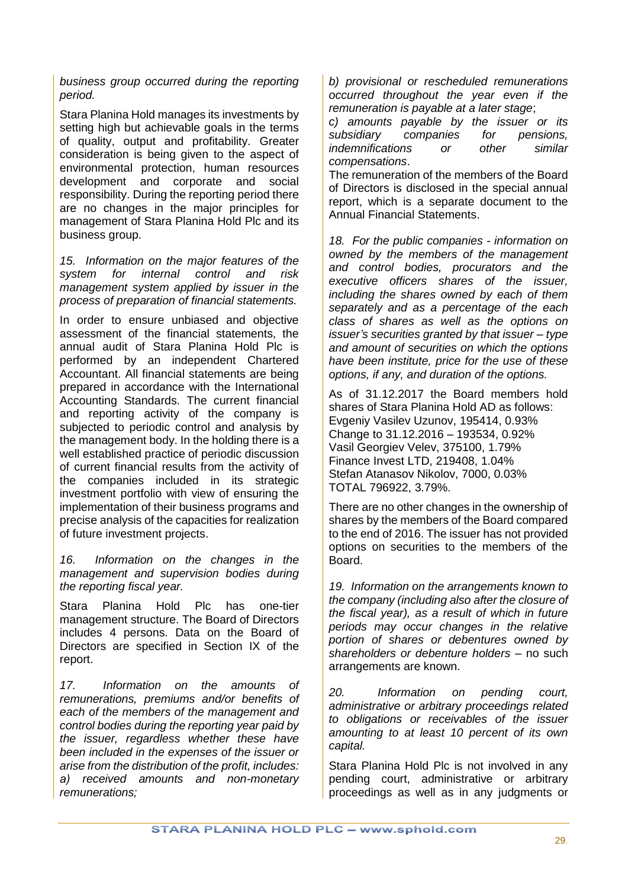*business group occurred during the reporting period.*

Stara Planina Hold manages its investments by setting high but achievable goals in the terms of quality, output and profitability. Greater consideration is being given to the aspect of environmental protection, human resources development and corporate and social responsibility. During the reporting period there are no changes in the major principles for management of Stara Planina Hold Plc and its business group.

*15. Information on the major features of the system for internal control and risk management system applied by issuer in the process of preparation of financial statements.*

In order to ensure unbiased and objective assessment of the financial statements, the annual audit of Stara Planina Hold Plc is performed by an independent Chartered Accountant. All financial statements are being prepared in accordance with the International Accounting Standards. The current financial and reporting activity of the company is subjected to periodic control and analysis by the management body. In the holding there is a well established practice of periodic discussion of current financial results from the activity of the companies included in its strategic investment portfolio with view of ensuring the implementation of their business programs and precise analysis of the capacities for realization of future investment projects.

*16. Information on the changes in the management and supervision bodies during the reporting fiscal year.*

Stara Planina Hold Plc has one-tier management structure. The Board of Directors includes 4 persons. Data on the Board of Directors are specified in Section IX of the report.

*17. Information on the amounts of remunerations, premiums and/or benefits of each of the members of the management and control bodies during the reporting year paid by the issuer, regardless whether these have been included in the expenses of the issuer or arise from the distribution of the profit, includes:*
*a) received amounts and non-monetary remunerations;*
*b) provisional or rescheduled remunerations occurred throughout the year even if the remuneration is payable at a later stage*;
*c) amounts payable by the issuer or its subsidiary companies for pensions, indemnifications or other similar compensations*.

The remuneration of the members of the Board of Directors is disclosed in the special annual report, which is a separate document to the Annual Financial Statements.

*18. For the public companies - information on owned by the members of the management and control bodies, procurators and the executive officers shares of the issuer, including the shares owned by each of them separately and as a percentage of the each class of shares as well as the options on issuer's securities granted by that issuer – type and amount of securities on which the options have been institute, price for the use of these options, if any, and duration of the options.*

As of 31.12.2017 the Board members hold shares of Stara Planina Hold AD as follows:
Evgeniy Vasilev Uzunov, 195414, 0.93%
Change to 31.12.2016 – 193534, 0.92%
Vasil Georgiev Velev, 375100, 1.79%
Finance Invest LTD, 219408, 1.04%
Stefan Atanasov Nikolov, 7000, 0.03%
TOTAL 796922, 3.79%.

There are no other changes in the ownership of shares by the members of the Board compared to the end of 2016. The issuer has not provided options on securities to the members of the Board.

*19. Information on the arrangements known to the company (including also after the closure of the fiscal year), as a result of which in future periods may occur changes in the relative portion of shares or debentures owned by shareholders or debenture holders* – no such arrangements are known.

*20. Information on pending court, administrative or arbitrary proceedings related to obligations or receivables of the issuer amounting to at least 10 percent of its own capital.*

Stara Planina Hold Plc is not involved in any pending court, administrative or arbitrary proceedings as well as in any judgments or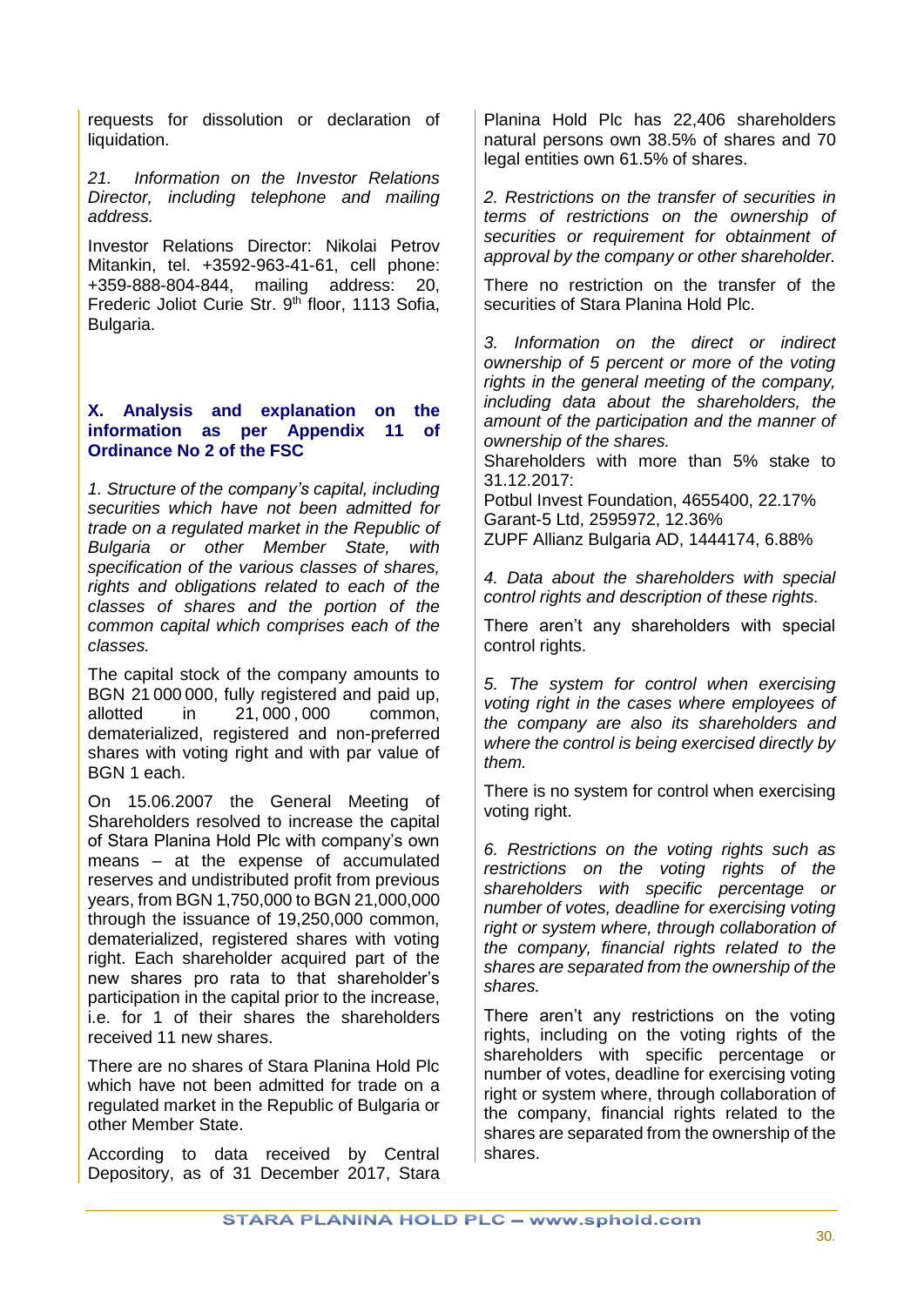requests for dissolution or declaration of liquidation.

*21. Information on the Investor Relations Director, including telephone and mailing address.*

Investor Relations Director: Nikolai Petrov Mitankin, tel. +3592-963-41-61, cell phone: +359-888-804-844, mailing address: 20, Frederic Joliot Curie Str. 9th floor, 1113 Sofia, Bulgaria.

## X. Analysis and explanation on the information as per Appendix 11 of Ordinance No 2 of the FSC

*1. Structure of the company's capital, including securities which have not been admitted for trade on a regulated market in the Republic of Bulgaria or other Member State, with specification of the various classes of shares, rights and obligations related to each of the classes of shares and the portion of the common capital which comprises each of the classes.*

The capital stock of the company amounts to BGN 21 000 000, fully registered and paid up, allotted in 21, 000 , 000 common, dematerialized, registered and non-preferred shares with voting right and with par value of BGN 1 each.

On 15.06.2007 the General Meeting of Shareholders resolved to increase the capital of Stara Planina Hold Plc with company's own means – at the expense of accumulated reserves and undistributed profit from previous years, from BGN 1,750,000 to BGN 21,000,000 through the issuance of 19,250,000 common, dematerialized, registered shares with voting right. Each shareholder acquired part of the new shares pro rata to that shareholder's participation in the capital prior to the increase, i.e. for 1 of their shares the shareholders received 11 new shares.

There are no shares of Stara Planina Hold Plc which have not been admitted for trade on a regulated market in the Republic of Bulgaria or other Member State.

According to data received by Central Depository, as of 31 December 2017, Stara Planina Hold Plc has 22,406 shareholders natural persons own 38.5% of shares and 70 legal entities own 61.5% of shares.

*2. Restrictions on the transfer of securities in terms of restrictions on the ownership of securities or requirement for obtainment of approval by the company or other shareholder.*

There no restriction on the transfer of the securities of Stara Planina Hold Plc.

*3. Information on the direct or indirect ownership of 5 percent or more of the voting rights in the general meeting of the company, including data about the shareholders, the amount of the participation and the manner of ownership of the shares.*

Shareholders with more than 5% stake to 31.12.2017:
Potbul Invest Foundation, 4655400, 22.17%
Garant-5 Ltd, 2595972, 12.36%
ZUPF Allianz Bulgaria AD, 1444174, 6.88%

*4. Data about the shareholders with special control rights and description of these rights.*

There aren't any shareholders with special control rights.

*5. The system for control when exercising voting right in the cases where employees of the company are also its shareholders and where the control is being exercised directly by them.*

There is no system for control when exercising voting right.

*6. Restrictions on the voting rights such as restrictions on the voting rights of the shareholders with specific percentage or number of votes, deadline for exercising voting right or system where, through collaboration of the company, financial rights related to the shares are separated from the ownership of the shares.*

There aren't any restrictions on the voting rights, including on the voting rights of the shareholders with specific percentage or number of votes, deadline for exercising voting right or system where, through collaboration of the company, financial rights related to the shares are separated from the ownership of the shares.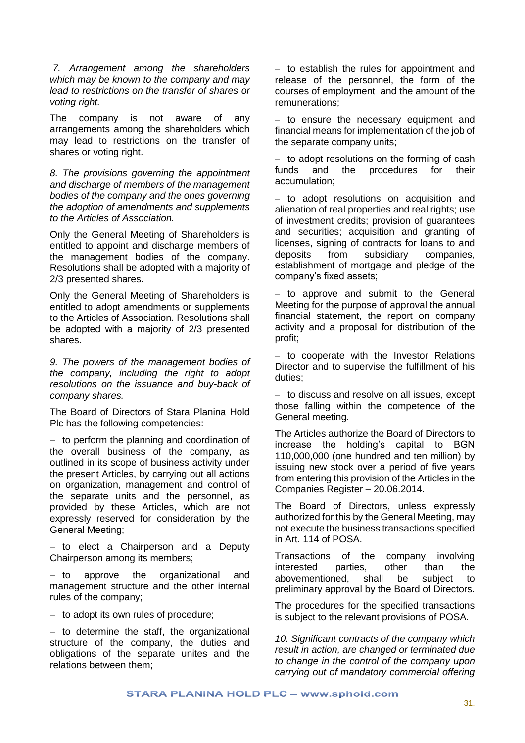*7. Arrangement among the shareholders which may be known to the company and may lead to restrictions on the transfer of shares or voting right.*

The company is not aware of any arrangements among the shareholders which may lead to restrictions on the transfer of shares or voting right.

*8. The provisions governing the appointment and discharge of members of the management bodies of the company and the ones governing the adoption of amendments and supplements to the Articles of Association.*

Only the General Meeting of Shareholders is entitled to appoint and discharge members of the management bodies of the company. Resolutions shall be adopted with a majority of 2/3 presented shares.

Only the General Meeting of Shareholders is entitled to adopt amendments or supplements to the Articles of Association. Resolutions shall be adopted with a majority of 2/3 presented shares.

*9. The powers of the management bodies of the company, including the right to adopt resolutions on the issuance and buy-back of company shares.*

The Board of Directors of Stara Planina Hold Plc has the following competencies:

- to perform the planning and coordination of the overall business of the company, as outlined in its scope of business activity under the present Articles, by carrying out all actions on organization, management and control of the separate units and the personnel, as provided by these Articles, which are not expressly reserved for consideration by the General Meeting;
- to elect a Chairperson and a Deputy Chairperson among its members;
- to approve the organizational and management structure and the other internal rules of the company;
- to adopt its own rules of procedure;
- to determine the staff, the organizational structure of the company, the duties and obligations of the separate unites and the relations between them;
- to establish the rules for appointment and release of the personnel, the form of the courses of employment and the amount of the remunerations;
- to ensure the necessary equipment and financial means for implementation of the job of the separate company units;
- to adopt resolutions on the forming of cash funds and the procedures for their accumulation;
- to adopt resolutions on acquisition and alienation of real properties and real rights; use of investment credits; provision of guarantees and securities; acquisition and granting of licenses, signing of contracts for loans to and deposits from subsidiary companies, establishment of mortgage and pledge of the company's fixed assets;
- to approve and submit to the General Meeting for the purpose of approval the annual financial statement, the report on company activity and a proposal for distribution of the profit;
- to cooperate with the Investor Relations Director and to supervise the fulfillment of his duties;
- to discuss and resolve on all issues, except those falling within the competence of the General meeting.

The Articles authorize the Board of Directors to increase the holding's capital to BGN 110,000,000 (one hundred and ten million) by issuing new stock over a period of five years from entering this provision of the Articles in the Companies Register – 20.06.2014.

The Board of Directors, unless expressly authorized for this by the General Meeting, may not execute the business transactions specified in Art. 114 of POSA.

Transactions of the company involving interested parties, other than the abovementioned, shall be subject to preliminary approval by the Board of Directors.

The procedures for the specified transactions is subject to the relevant provisions of POSA.

*10. Significant contracts of the company which result in action, are changed or terminated due to change in the control of the company upon carrying out of mandatory commercial offering*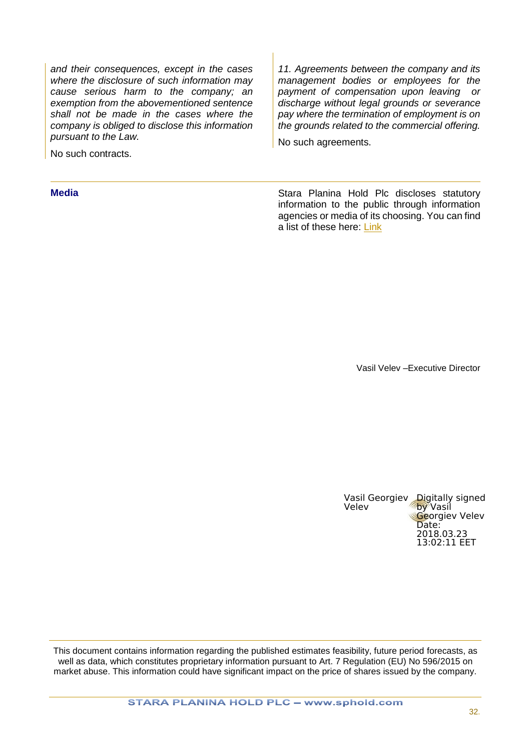*and their consequences, except in the cases where the disclosure of such information may cause serious harm to the company; an exemption from the abovementioned sentence shall not be made in the cases where the company is obliged to disclose this information pursuant to the Law.*

No such contracts.

*11. Agreements between the company and its management bodies or employees for the payment of compensation upon leaving or discharge without legal grounds or severance pay where the termination of employment is on the grounds related to the commercial offering.*

No such agreements.

**Media**

Stara Planina Hold Plc discloses statutory information to the public through information agencies or media of its choosing. You can find a list of these here: Link

Vasil Velev –Executive Director

Vasil Georgiev Velev

Digitally signed by Vasil Georgiev Velev
Date: 2018.03.23 13:02:11 EET

This document contains information regarding the published estimates feasibility, future period forecasts, as well as data, which constitutes proprietary information pursuant to Art. 7 Regulation (EU) No 596/2015 on market abuse. This information could have significant impact on the price of shares issued by the company.